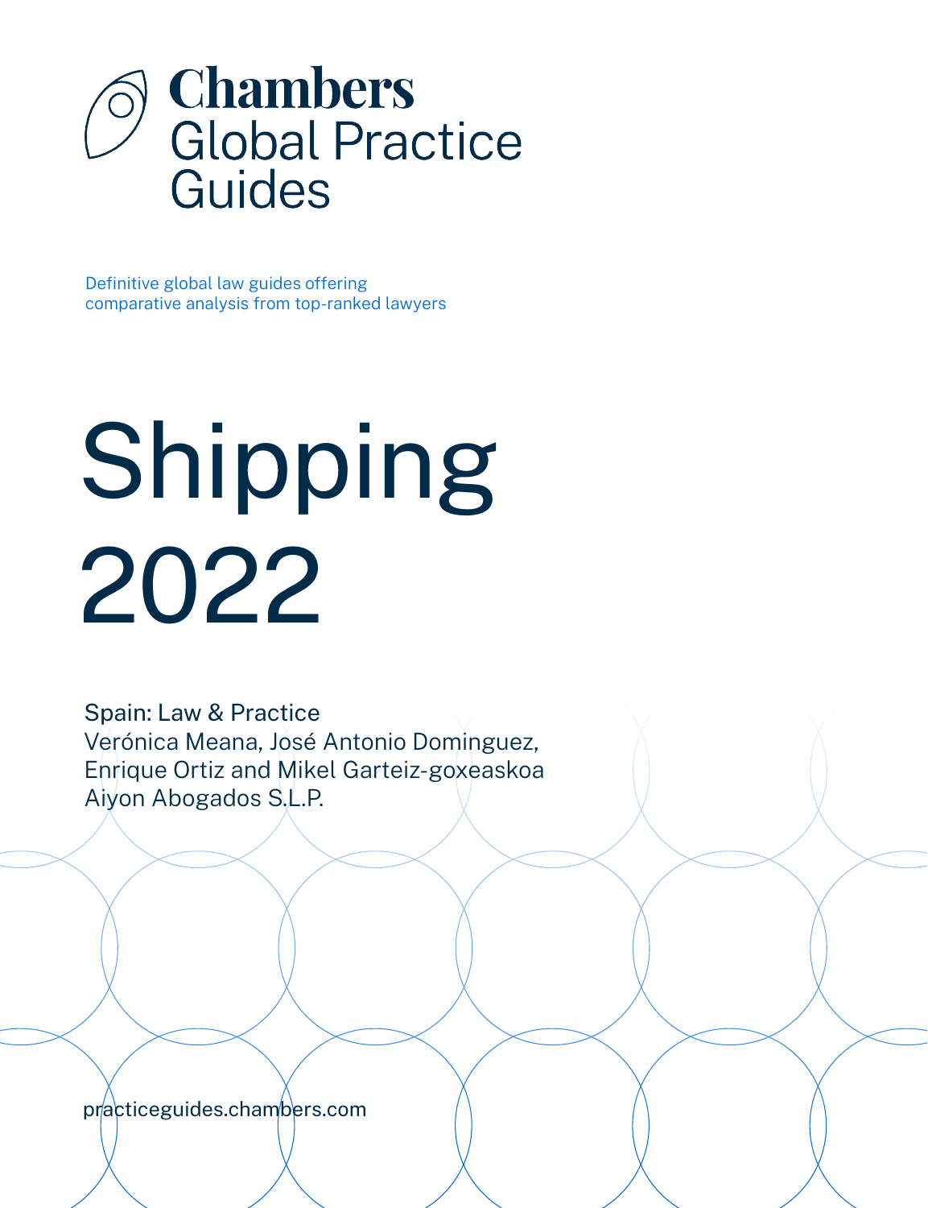# Chambers Global Practice Guides

Definitive global law guides offering comparative analysis from top-ranked lawyers

# Shipping 2022

Spain: Law & Practice
Verónica Meana, José Antonio Dominguez, Enrique Ortiz and Mikel Garteiz-goxeaskoa
Aiyon Abogados S.L.P.

practiceguides.chambers.com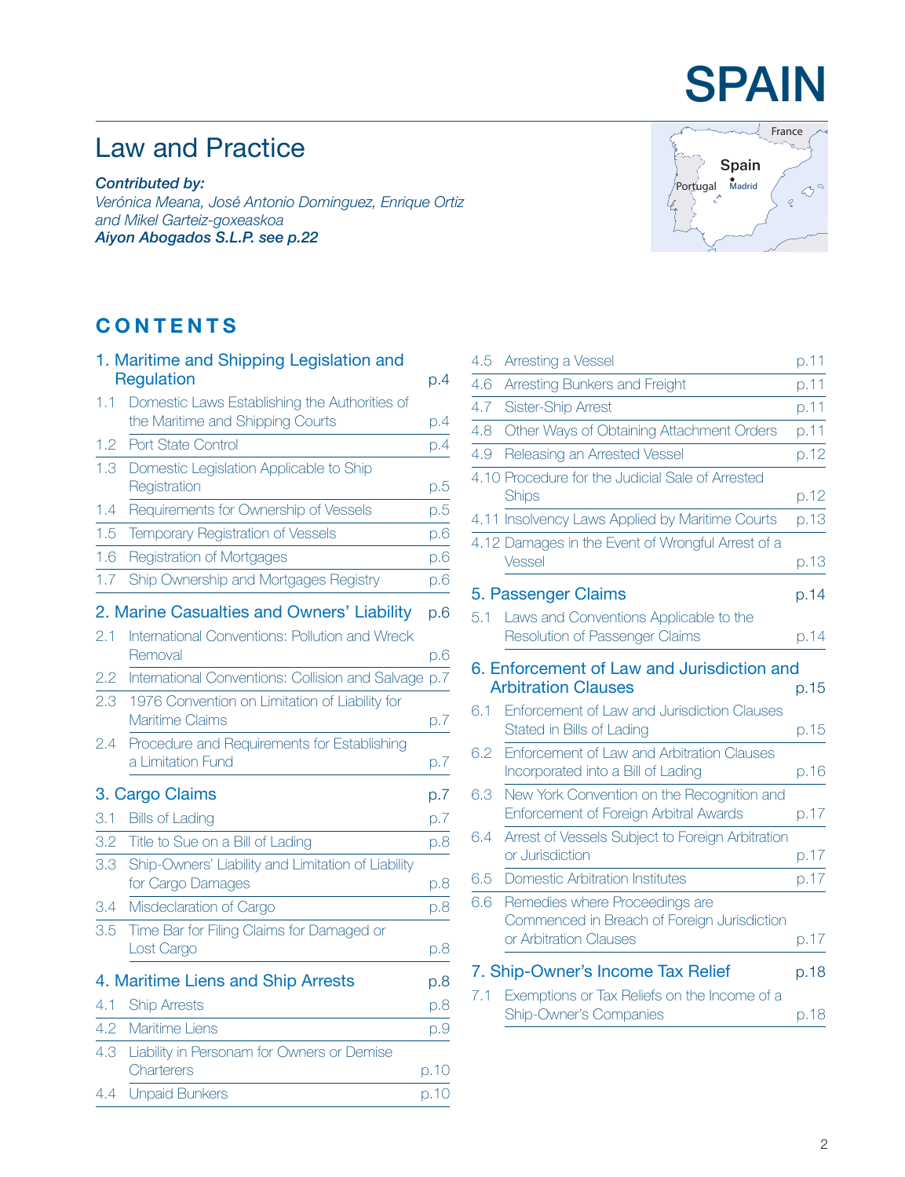# SPAIN

## Law and Practice

***Contributed by:***
*Verónica Meana, José Antonio Dominguez, Enrique Ortiz and Mikel Garteiz-goxeaskoa*
***Aiyon Abogados S.L.P. see p.22***

## CONTENTS

**1. Maritime and Shipping Legislation and Regulation** p.4
- 1.1 Domestic Laws Establishing the Authorities of the Maritime and Shipping Courts p.4
- 1.2 Port State Control p.4
- 1.3 Domestic Legislation Applicable to Ship Registration p.5
- 1.4 Requirements for Ownership of Vessels p.5
- 1.5 Temporary Registration of Vessels p.6
- 1.6 Registration of Mortgages p.6
- 1.7 Ship Ownership and Mortgages Registry p.6

**2. Marine Casualties and Owners' Liability** p.6
- 2.1 International Conventions: Pollution and Wreck Removal p.6
- 2.2 International Conventions: Collision and Salvage p.7
- 2.3 1976 Convention on Limitation of Liability for Maritime Claims p.7
- 2.4 Procedure and Requirements for Establishing a Limitation Fund p.7

**3. Cargo Claims** p.7
- 3.1 Bills of Lading p.7
- 3.2 Title to Sue on a Bill of Lading p.8
- 3.3 Ship-Owners' Liability and Limitation of Liability for Cargo Damages p.8
- 3.4 Misdeclaration of Cargo p.8
- 3.5 Time Bar for Filing Claims for Damaged or Lost Cargo p.8

**4. Maritime Liens and Ship Arrests** p.8
- 4.1 Ship Arrests p.8
- 4.2 Maritime Liens p.9
- 4.3 Liability in Personam for Owners or Demise Charterers p.10
- 4.4 Unpaid Bunkers p.10
- 4.5 Arresting a Vessel p.11
- 4.6 Arresting Bunkers and Freight p.11
- 4.7 Sister-Ship Arrest p.11
- 4.8 Other Ways of Obtaining Attachment Orders p.11
- 4.9 Releasing an Arrested Vessel p.12
- 4.10 Procedure for the Judicial Sale of Arrested Ships p.12
- 4.11 Insolvency Laws Applied by Maritime Courts p.13
- 4.12 Damages in the Event of Wrongful Arrest of a Vessel p.13

**5. Passenger Claims** p.14
- 5.1 Laws and Conventions Applicable to the Resolution of Passenger Claims p.14

**6. Enforcement of Law and Jurisdiction and Arbitration Clauses** p.15
- 6.1 Enforcement of Law and Jurisdiction Clauses Stated in Bills of Lading p.15
- 6.2 Enforcement of Law and Arbitration Clauses Incorporated into a Bill of Lading p.16
- 6.3 New York Convention on the Recognition and Enforcement of Foreign Arbitral Awards p.17
- 6.4 Arrest of Vessels Subject to Foreign Arbitration or Jurisdiction p.17
- 6.5 Domestic Arbitration Institutes p.17
- 6.6 Remedies where Proceedings are Commenced in Breach of Foreign Jurisdiction or Arbitration Clauses p.17

**7. Ship-Owner's Income Tax Relief** p.18
- 7.1 Exemptions or Tax Reliefs on the Income of a Ship-Owner's Companies p.18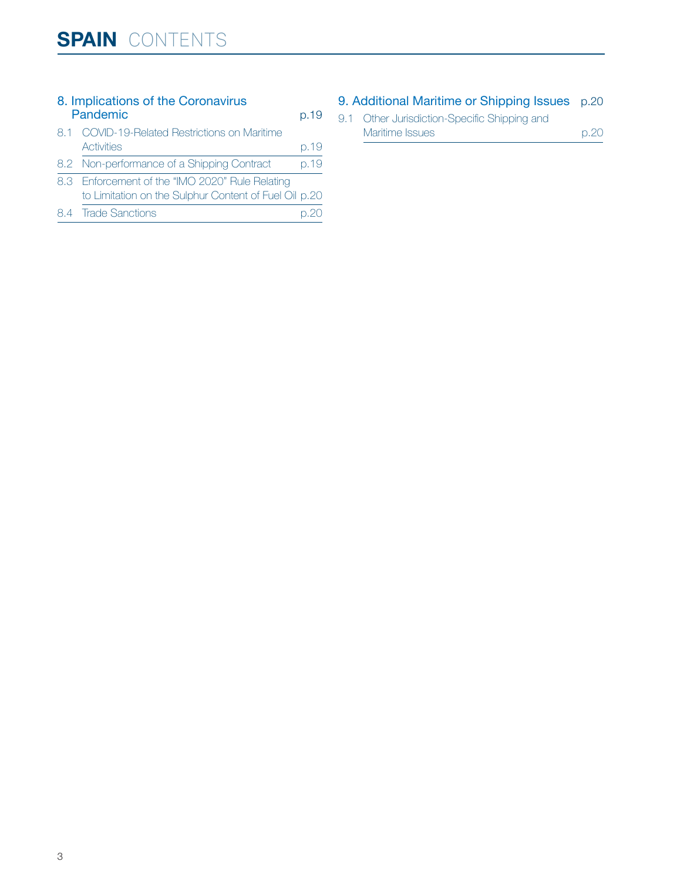# SPAIN CONTENTS

## 8. Implications of the Coronavirus Pandemic p.19

8.1 COVID-19-Related Restrictions on Maritime Activities p.19

8.2 Non-performance of a Shipping Contract p.19

8.3 Enforcement of the "IMO 2020" Rule Relating to Limitation on the Sulphur Content of Fuel Oil p.20

8.4 Trade Sanctions p.20

## 9. Additional Maritime or Shipping Issues p.20

9.1 Other Jurisdiction-Specific Shipping and Maritime Issues p.20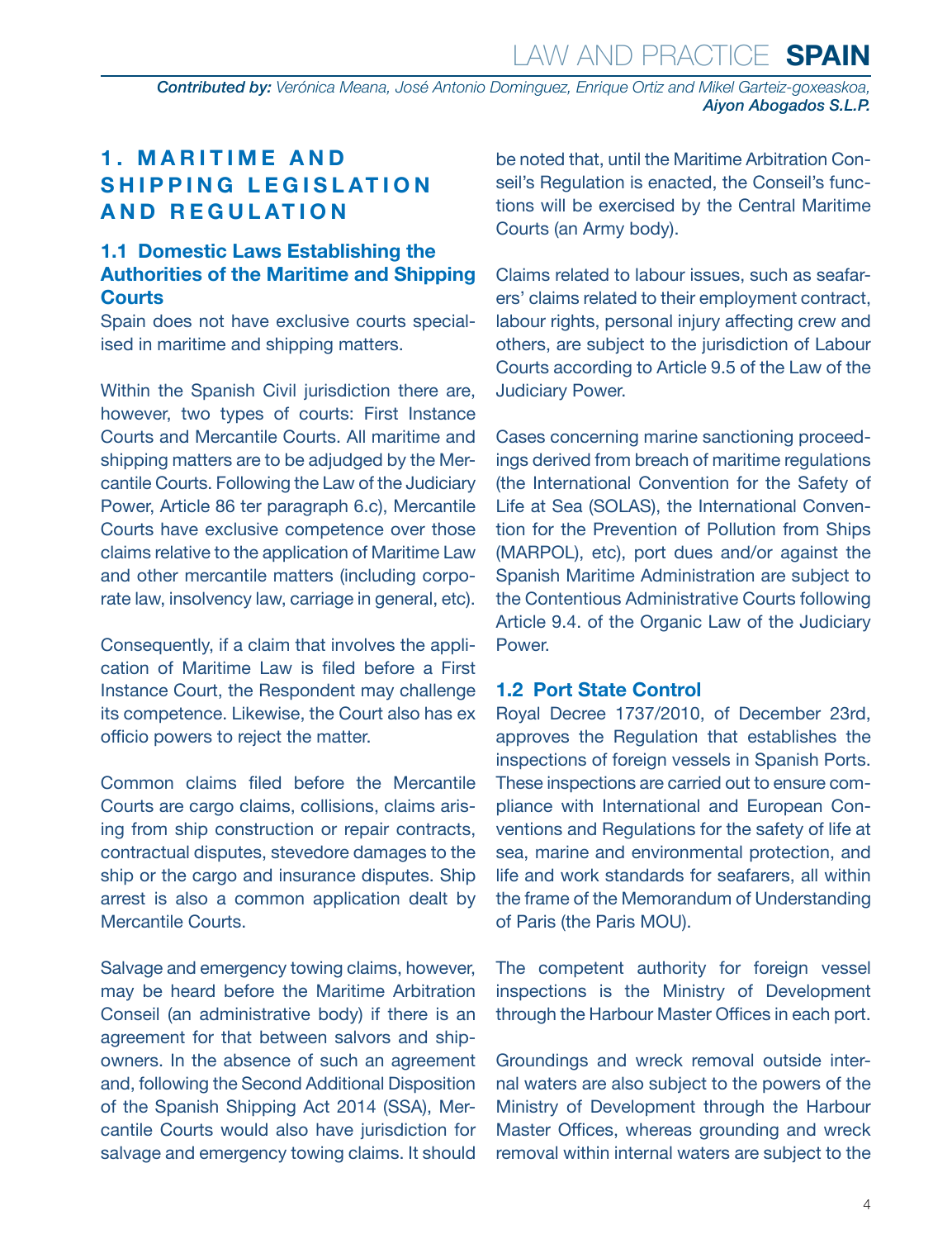# 1. MARITIME AND SHIPPING LEGISLATION AND REGULATION

## 1.1 Domestic Laws Establishing the Authorities of the Maritime and Shipping Courts

Spain does not have exclusive courts specialised in maritime and shipping matters.

Within the Spanish Civil jurisdiction there are, however, two types of courts: First Instance Courts and Mercantile Courts. All maritime and shipping matters are to be adjudged by the Mercantile Courts. Following the Law of the Judiciary Power, Article 86 ter paragraph 6.c), Mercantile Courts have exclusive competence over those claims relative to the application of Maritime Law and other mercantile matters (including corporate law, insolvency law, carriage in general, etc).

Consequently, if a claim that involves the application of Maritime Law is filed before a First Instance Court, the Respondent may challenge its competence. Likewise, the Court also has ex officio powers to reject the matter.

Common claims filed before the Mercantile Courts are cargo claims, collisions, claims arising from ship construction or repair contracts, contractual disputes, stevedore damages to the ship or the cargo and insurance disputes. Ship arrest is also a common application dealt by Mercantile Courts.

Salvage and emergency towing claims, however, may be heard before the Maritime Arbitration Conseil (an administrative body) if there is an agreement for that between salvors and shipowners. In the absence of such an agreement and, following the Second Additional Disposition of the Spanish Shipping Act 2014 (SSA), Mercantile Courts would also have jurisdiction for salvage and emergency towing claims. It should be noted that, until the Maritime Arbitration Conseil's Regulation is enacted, the Conseil's functions will be exercised by the Central Maritime Courts (an Army body).

Claims related to labour issues, such as seafarers' claims related to their employment contract, labour rights, personal injury affecting crew and others, are subject to the jurisdiction of Labour Courts according to Article 9.5 of the Law of the Judiciary Power.

Cases concerning marine sanctioning proceedings derived from breach of maritime regulations (the International Convention for the Safety of Life at Sea (SOLAS), the International Convention for the Prevention of Pollution from Ships (MARPOL), etc), port dues and/or against the Spanish Maritime Administration are subject to the Contentious Administrative Courts following Article 9.4. of the Organic Law of the Judiciary Power.

## 1.2 Port State Control

Royal Decree 1737/2010, of December 23rd, approves the Regulation that establishes the inspections of foreign vessels in Spanish Ports. These inspections are carried out to ensure compliance with International and European Conventions and Regulations for the safety of life at sea, marine and environmental protection, and life and work standards for seafarers, all within the frame of the Memorandum of Understanding of Paris (the Paris MOU).

The competent authority for foreign vessel inspections is the Ministry of Development through the Harbour Master Offices in each port.

Groundings and wreck removal outside internal waters are also subject to the powers of the Ministry of Development through the Harbour Master Offices, whereas grounding and wreck removal within internal waters are subject to the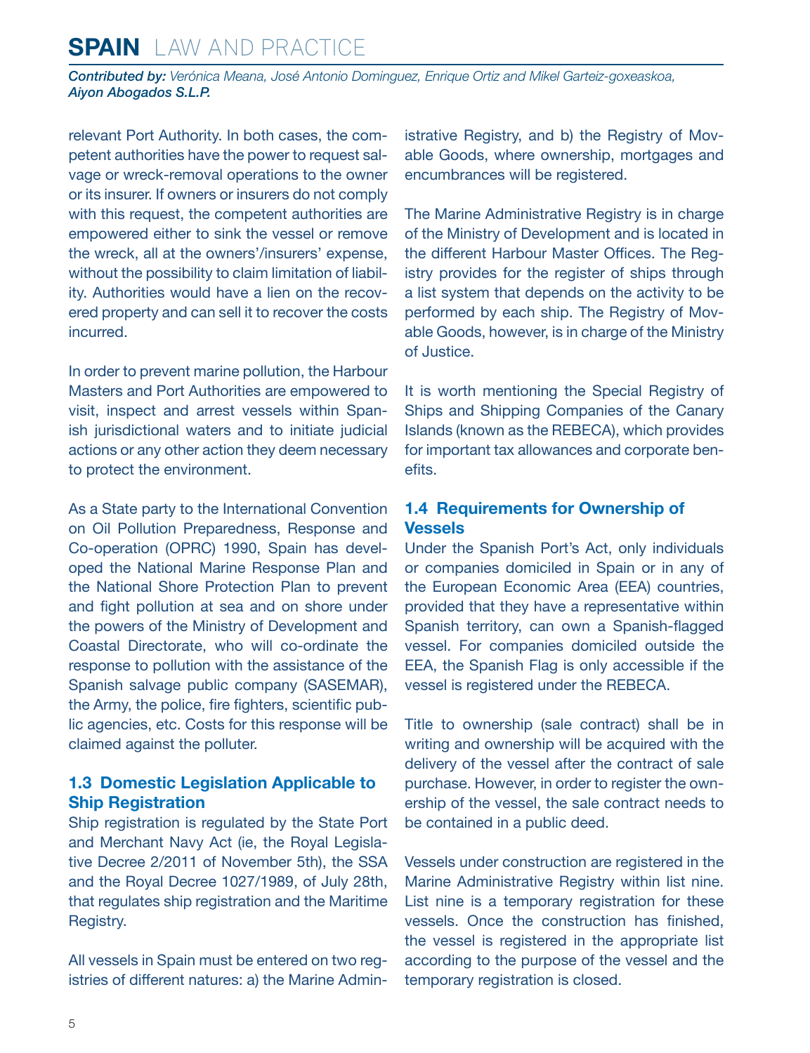relevant Port Authority. In both cases, the competent authorities have the power to request salvage or wreck-removal operations to the owner or its insurer. If owners or insurers do not comply with this request, the competent authorities are empowered either to sink the vessel or remove the wreck, all at the owners'/insurers' expense, without the possibility to claim limitation of liability. Authorities would have a lien on the recovered property and can sell it to recover the costs incurred.

In order to prevent marine pollution, the Harbour Masters and Port Authorities are empowered to visit, inspect and arrest vessels within Spanish jurisdictional waters and to initiate judicial actions or any other action they deem necessary to protect the environment.

As a State party to the International Convention on Oil Pollution Preparedness, Response and Co-operation (OPRC) 1990, Spain has developed the National Marine Response Plan and the National Shore Protection Plan to prevent and fight pollution at sea and on shore under the powers of the Ministry of Development and Coastal Directorate, who will co-ordinate the response to pollution with the assistance of the Spanish salvage public company (SASEMAR), the Army, the police, fire fighters, scientific public agencies, etc. Costs for this response will be claimed against the polluter.

## 1.3 Domestic Legislation Applicable to Ship Registration

Ship registration is regulated by the State Port and Merchant Navy Act (ie, the Royal Legislative Decree 2/2011 of November 5th), the SSA and the Royal Decree 1027/1989, of July 28th, that regulates ship registration and the Maritime Registry.

All vessels in Spain must be entered on two registries of different natures: a) the Marine Administrative Registry, and b) the Registry of Movable Goods, where ownership, mortgages and encumbrances will be registered.

The Marine Administrative Registry is in charge of the Ministry of Development and is located in the different Harbour Master Offices. The Registry provides for the register of ships through a list system that depends on the activity to be performed by each ship. The Registry of Movable Goods, however, is in charge of the Ministry of Justice.

It is worth mentioning the Special Registry of Ships and Shipping Companies of the Canary Islands (known as the REBECA), which provides for important tax allowances and corporate benefits.

## 1.4 Requirements for Ownership of Vessels

Under the Spanish Port's Act, only individuals or companies domiciled in Spain or in any of the European Economic Area (EEA) countries, provided that they have a representative within Spanish territory, can own a Spanish-flagged vessel. For companies domiciled outside the EEA, the Spanish Flag is only accessible if the vessel is registered under the REBECA.

Title to ownership (sale contract) shall be in writing and ownership will be acquired with the delivery of the vessel after the contract of sale purchase. However, in order to register the ownership of the vessel, the sale contract needs to be contained in a public deed.

Vessels under construction are registered in the Marine Administrative Registry within list nine. List nine is a temporary registration for these vessels. Once the construction has finished, the vessel is registered in the appropriate list according to the purpose of the vessel and the temporary registration is closed.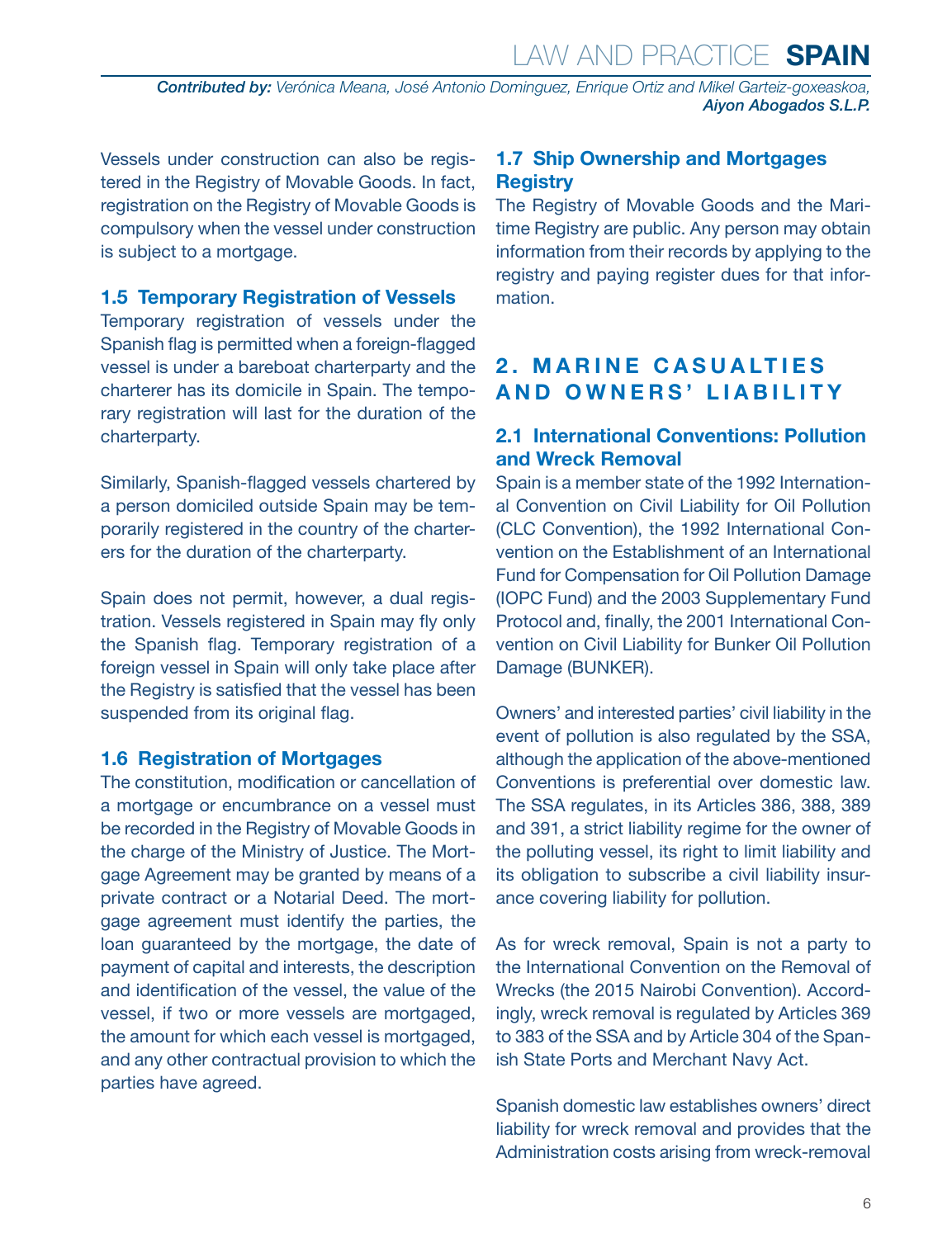Vessels under construction can also be registered in the Registry of Movable Goods. In fact, registration on the Registry of Movable Goods is compulsory when the vessel under construction is subject to a mortgage.

### 1.5 Temporary Registration of Vessels

Temporary registration of vessels under the Spanish flag is permitted when a foreign-flagged vessel is under a bareboat charterparty and the charterer has its domicile in Spain. The temporary registration will last for the duration of the charterparty.

Similarly, Spanish-flagged vessels chartered by a person domiciled outside Spain may be temporarily registered in the country of the charterers for the duration of the charterparty.

Spain does not permit, however, a dual registration. Vessels registered in Spain may fly only the Spanish flag. Temporary registration of a foreign vessel in Spain will only take place after the Registry is satisfied that the vessel has been suspended from its original flag.

### 1.6 Registration of Mortgages

The constitution, modification or cancellation of a mortgage or encumbrance on a vessel must be recorded in the Registry of Movable Goods in the charge of the Ministry of Justice. The Mortgage Agreement may be granted by means of a private contract or a Notarial Deed. The mortgage agreement must identify the parties, the loan guaranteed by the mortgage, the date of payment of capital and interests, the description and identification of the vessel, the value of the vessel, if two or more vessels are mortgaged, the amount for which each vessel is mortgaged, and any other contractual provision to which the parties have agreed.

### 1.7 Ship Ownership and Mortgages Registry

The Registry of Movable Goods and the Maritime Registry are public. Any person may obtain information from their records by applying to the registry and paying register dues for that information.

## 2. MARINE CASUALTIES AND OWNERS' LIABILITY

### 2.1 International Conventions: Pollution and Wreck Removal

Spain is a member state of the 1992 International Convention on Civil Liability for Oil Pollution (CLC Convention), the 1992 International Convention on the Establishment of an International Fund for Compensation for Oil Pollution Damage (IOPC Fund) and the 2003 Supplementary Fund Protocol and, finally, the 2001 International Convention on Civil Liability for Bunker Oil Pollution Damage (BUNKER).

Owners' and interested parties' civil liability in the event of pollution is also regulated by the SSA, although the application of the above-mentioned Conventions is preferential over domestic law. The SSA regulates, in its Articles 386, 388, 389 and 391, a strict liability regime for the owner of the polluting vessel, its right to limit liability and its obligation to subscribe a civil liability insurance covering liability for pollution.

As for wreck removal, Spain is not a party to the International Convention on the Removal of Wrecks (the 2015 Nairobi Convention). Accordingly, wreck removal is regulated by Articles 369 to 383 of the SSA and by Article 304 of the Spanish State Ports and Merchant Navy Act.

Spanish domestic law establishes owners' direct liability for wreck removal and provides that the Administration costs arising from wreck-removal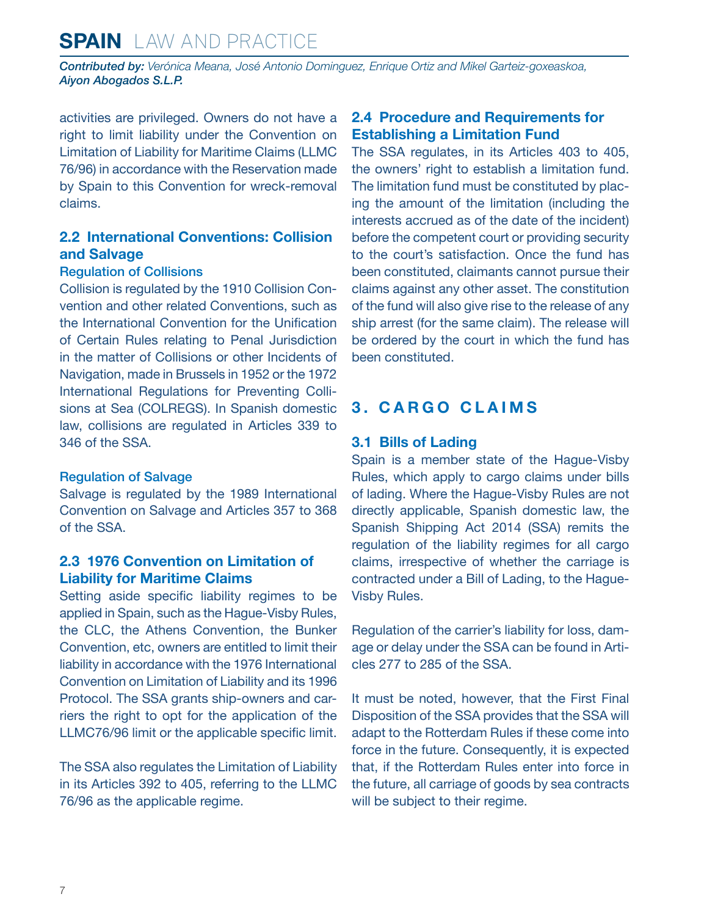activities are privileged. Owners do not have a right to limit liability under the Convention on Limitation of Liability for Maritime Claims (LLMC 76/96) in accordance with the Reservation made by Spain to this Convention for wreck-removal claims.

### 2.2 International Conventions: Collision and Salvage

#### Regulation of Collisions

Collision is regulated by the 1910 Collision Convention and other related Conventions, such as the International Convention for the Unification of Certain Rules relating to Penal Jurisdiction in the matter of Collisions or other Incidents of Navigation, made in Brussels in 1952 or the 1972 International Regulations for Preventing Collisions at Sea (COLREGS). In Spanish domestic law, collisions are regulated in Articles 339 to 346 of the SSA.

#### Regulation of Salvage

Salvage is regulated by the 1989 International Convention on Salvage and Articles 357 to 368 of the SSA.

### 2.3 1976 Convention on Limitation of Liability for Maritime Claims

Setting aside specific liability regimes to be applied in Spain, such as the Hague-Visby Rules, the CLC, the Athens Convention, the Bunker Convention, etc, owners are entitled to limit their liability in accordance with the 1976 International Convention on Limitation of Liability and its 1996 Protocol. The SSA grants ship-owners and carriers the right to opt for the application of the LLMC76/96 limit or the applicable specific limit.

The SSA also regulates the Limitation of Liability in its Articles 392 to 405, referring to the LLMC 76/96 as the applicable regime.

### 2.4 Procedure and Requirements for Establishing a Limitation Fund

The SSA regulates, in its Articles 403 to 405, the owners' right to establish a limitation fund. The limitation fund must be constituted by placing the amount of the limitation (including the interests accrued as of the date of the incident) before the competent court or providing security to the court's satisfaction. Once the fund has been constituted, claimants cannot pursue their claims against any other asset. The constitution of the fund will also give rise to the release of any ship arrest (for the same claim). The release will be ordered by the court in which the fund has been constituted.

## 3. CARGO CLAIMS

### 3.1 Bills of Lading

Spain is a member state of the Hague-Visby Rules, which apply to cargo claims under bills of lading. Where the Hague-Visby Rules are not directly applicable, Spanish domestic law, the Spanish Shipping Act 2014 (SSA) remits the regulation of the liability regimes for all cargo claims, irrespective of whether the carriage is contracted under a Bill of Lading, to the Hague-Visby Rules.

Regulation of the carrier's liability for loss, damage or delay under the SSA can be found in Articles 277 to 285 of the SSA.

It must be noted, however, that the First Final Disposition of the SSA provides that the SSA will adapt to the Rotterdam Rules if these come into force in the future. Consequently, it is expected that, if the Rotterdam Rules enter into force in the future, all carriage of goods by sea contracts will be subject to their regime.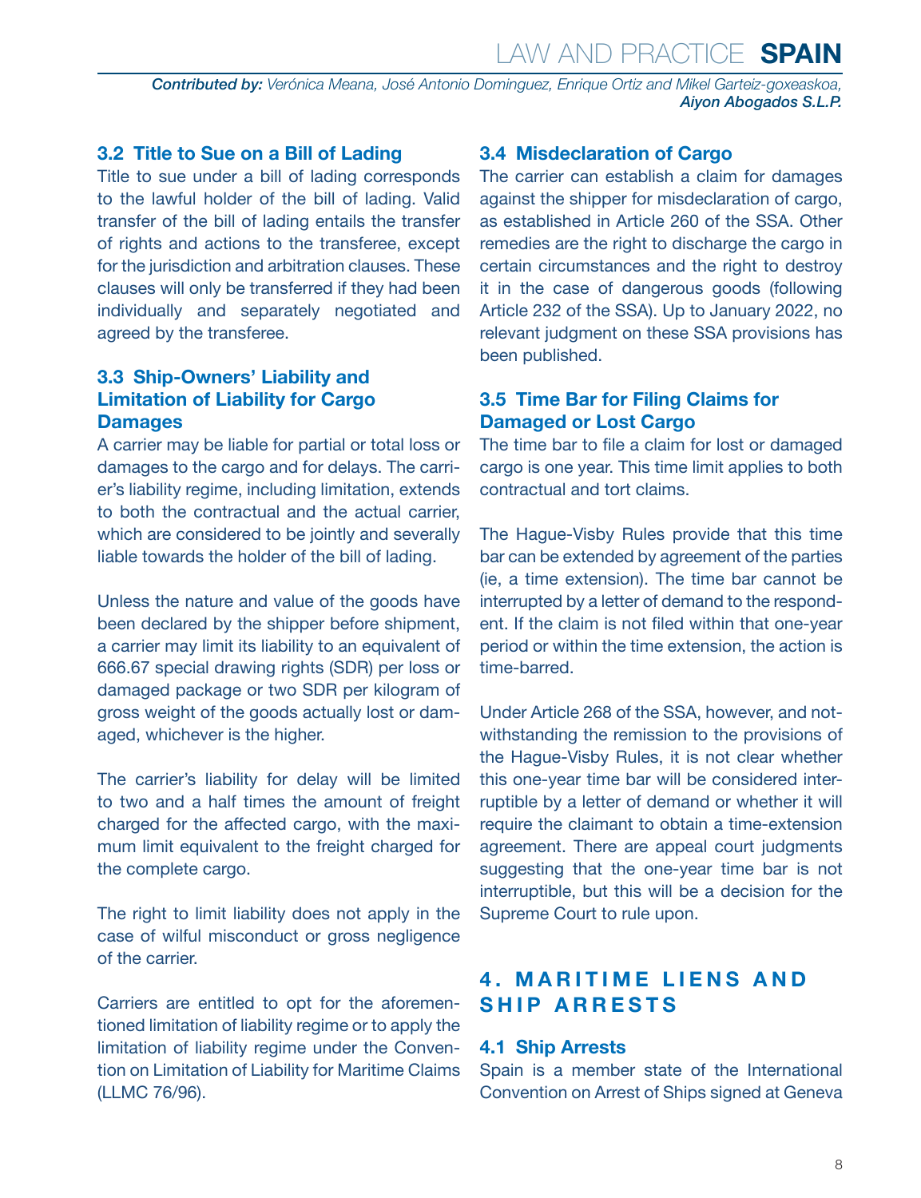### 3.2 Title to Sue on a Bill of Lading

Title to sue under a bill of lading corresponds to the lawful holder of the bill of lading. Valid transfer of the bill of lading entails the transfer of rights and actions to the transferee, except for the jurisdiction and arbitration clauses. These clauses will only be transferred if they had been individually and separately negotiated and agreed by the transferee.

### 3.3 Ship-Owners' Liability and Limitation of Liability for Cargo Damages

A carrier may be liable for partial or total loss or damages to the cargo and for delays. The carrier's liability regime, including limitation, extends to both the contractual and the actual carrier, which are considered to be jointly and severally liable towards the holder of the bill of lading.

Unless the nature and value of the goods have been declared by the shipper before shipment, a carrier may limit its liability to an equivalent of 666.67 special drawing rights (SDR) per loss or damaged package or two SDR per kilogram of gross weight of the goods actually lost or damaged, whichever is the higher.

The carrier's liability for delay will be limited to two and a half times the amount of freight charged for the affected cargo, with the maximum limit equivalent to the freight charged for the complete cargo.

The right to limit liability does not apply in the case of wilful misconduct or gross negligence of the carrier.

Carriers are entitled to opt for the aforementioned limitation of liability regime or to apply the limitation of liability regime under the Convention on Limitation of Liability for Maritime Claims (LLMC 76/96).

### 3.4 Misdeclaration of Cargo

The carrier can establish a claim for damages against the shipper for misdeclaration of cargo, as established in Article 260 of the SSA. Other remedies are the right to discharge the cargo in certain circumstances and the right to destroy it in the case of dangerous goods (following Article 232 of the SSA). Up to January 2022, no relevant judgment on these SSA provisions has been published.

### 3.5 Time Bar for Filing Claims for Damaged or Lost Cargo

The time bar to file a claim for lost or damaged cargo is one year. This time limit applies to both contractual and tort claims.

The Hague-Visby Rules provide that this time bar can be extended by agreement of the parties (ie, a time extension). The time bar cannot be interrupted by a letter of demand to the respondent. If the claim is not filed within that one-year period or within the time extension, the action is time-barred.

Under Article 268 of the SSA, however, and notwithstanding the remission to the provisions of the Hague-Visby Rules, it is not clear whether this one-year time bar will be considered interruptible by a letter of demand or whether it will require the claimant to obtain a time-extension agreement. There are appeal court judgments suggesting that the one-year time bar is not interruptible, but this will be a decision for the Supreme Court to rule upon.

## 4. MARITIME LIENS AND SHIP ARRESTS

### 4.1 Ship Arrests

Spain is a member state of the International Convention on Arrest of Ships signed at Geneva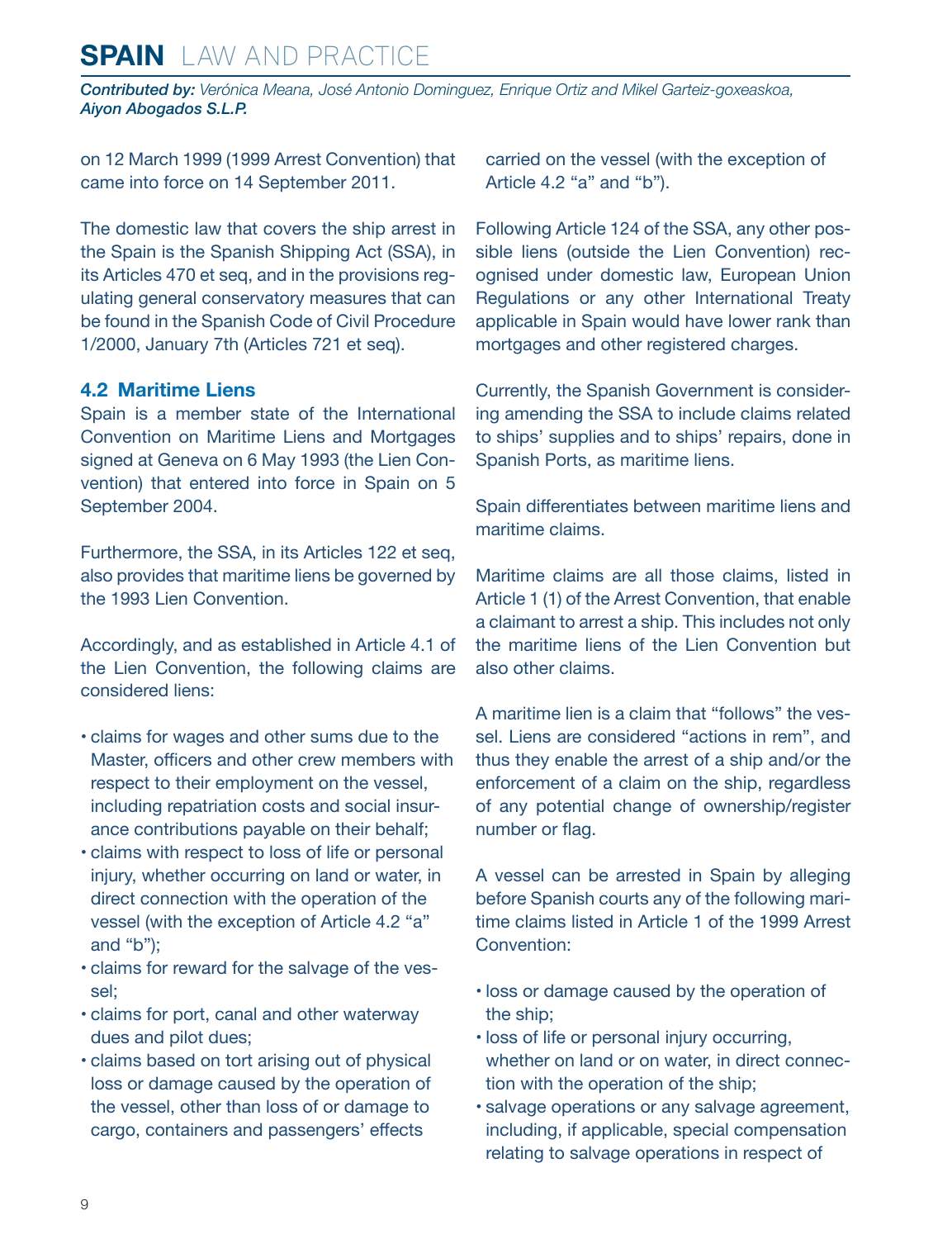on 12 March 1999 (1999 Arrest Convention) that came into force on 14 September 2011.

The domestic law that covers the ship arrest in the Spain is the Spanish Shipping Act (SSA), in its Articles 470 et seq, and in the provisions regulating general conservatory measures that can be found in the Spanish Code of Civil Procedure 1/2000, January 7th (Articles 721 et seq).

### 4.2 Maritime Liens

Spain is a member state of the International Convention on Maritime Liens and Mortgages signed at Geneva on 6 May 1993 (the Lien Convention) that entered into force in Spain on 5 September 2004.

Furthermore, the SSA, in its Articles 122 et seq, also provides that maritime liens be governed by the 1993 Lien Convention.

Accordingly, and as established in Article 4.1 of the Lien Convention, the following claims are considered liens:

- claims for wages and other sums due to the Master, officers and other crew members with respect to their employment on the vessel, including repatriation costs and social insurance contributions payable on their behalf;
- claims with respect to loss of life or personal injury, whether occurring on land or water, in direct connection with the operation of the vessel (with the exception of Article 4.2 "a" and "b");
- claims for reward for the salvage of the vessel;
- claims for port, canal and other waterway dues and pilot dues;
- claims based on tort arising out of physical loss or damage caused by the operation of the vessel, other than loss of or damage to cargo, containers and passengers' effects carried on the vessel (with the exception of Article 4.2 "a" and "b").

Following Article 124 of the SSA, any other possible liens (outside the Lien Convention) recognised under domestic law, European Union Regulations or any other International Treaty applicable in Spain would have lower rank than mortgages and other registered charges.

Currently, the Spanish Government is considering amending the SSA to include claims related to ships' supplies and to ships' repairs, done in Spanish Ports, as maritime liens.

Spain differentiates between maritime liens and maritime claims.

Maritime claims are all those claims, listed in Article 1 (1) of the Arrest Convention, that enable a claimant to arrest a ship. This includes not only the maritime liens of the Lien Convention but also other claims.

A maritime lien is a claim that "follows" the vessel. Liens are considered "actions in rem", and thus they enable the arrest of a ship and/or the enforcement of a claim on the ship, regardless of any potential change of ownership/register number or flag.

A vessel can be arrested in Spain by alleging before Spanish courts any of the following maritime claims listed in Article 1 of the 1999 Arrest Convention:

- loss or damage caused by the operation of the ship;
- loss of life or personal injury occurring, whether on land or on water, in direct connection with the operation of the ship;
- salvage operations or any salvage agreement, including, if applicable, special compensation relating to salvage operations in respect of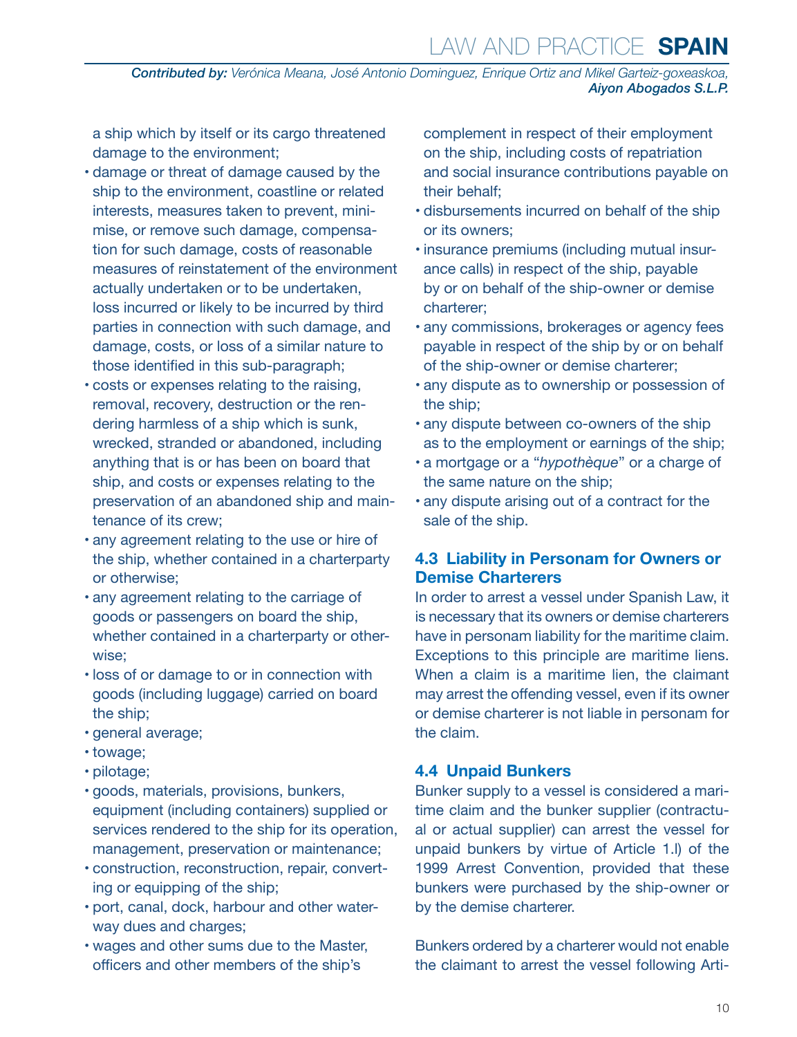a ship which by itself or its cargo threatened damage to the environment;

- damage or threat of damage caused by the ship to the environment, coastline or related interests, measures taken to prevent, minimise, or remove such damage, compensation for such damage, costs of reasonable measures of reinstatement of the environment actually undertaken or to be undertaken, loss incurred or likely to be incurred by third parties in connection with such damage, and damage, costs, or loss of a similar nature to those identified in this sub-paragraph;
- costs or expenses relating to the raising, removal, recovery, destruction or the rendering harmless of a ship which is sunk, wrecked, stranded or abandoned, including anything that is or has been on board that ship, and costs or expenses relating to the preservation of an abandoned ship and maintenance of its crew;
- any agreement relating to the use or hire of the ship, whether contained in a charterparty or otherwise;
- any agreement relating to the carriage of goods or passengers on board the ship, whether contained in a charterparty or otherwise;
- loss of or damage to or in connection with goods (including luggage) carried on board the ship;
- general average;
- towage;
- pilotage;
- goods, materials, provisions, bunkers, equipment (including containers) supplied or services rendered to the ship for its operation, management, preservation or maintenance;
- construction, reconstruction, repair, converting or equipping of the ship;
- port, canal, dock, harbour and other waterway dues and charges;
- wages and other sums due to the Master, officers and other members of the ship's complement in respect of their employment on the ship, including costs of repatriation and social insurance contributions payable on their behalf;
- disbursements incurred on behalf of the ship or its owners;
- insurance premiums (including mutual insurance calls) in respect of the ship, payable by or on behalf of the ship-owner or demise charterer;
- any commissions, brokerages or agency fees payable in respect of the ship by or on behalf of the ship-owner or demise charterer;
- any dispute as to ownership or possession of the ship;
- any dispute between co-owners of the ship as to the employment or earnings of the ship;
- a mortgage or a "*hypothèque*" or a charge of the same nature on the ship;
- any dispute arising out of a contract for the sale of the ship.

### 4.3 Liability in Personam for Owners or Demise Charterers

In order to arrest a vessel under Spanish Law, it is necessary that its owners or demise charterers have in personam liability for the maritime claim. Exceptions to this principle are maritime liens. When a claim is a maritime lien, the claimant may arrest the offending vessel, even if its owner or demise charterer is not liable in personam for the claim.

### 4.4 Unpaid Bunkers

Bunker supply to a vessel is considered a maritime claim and the bunker supplier (contractual or actual supplier) can arrest the vessel for unpaid bunkers by virtue of Article 1.l) of the 1999 Arrest Convention, provided that these bunkers were purchased by the ship-owner or by the demise charterer.

Bunkers ordered by a charterer would not enable the claimant to arrest the vessel following Arti-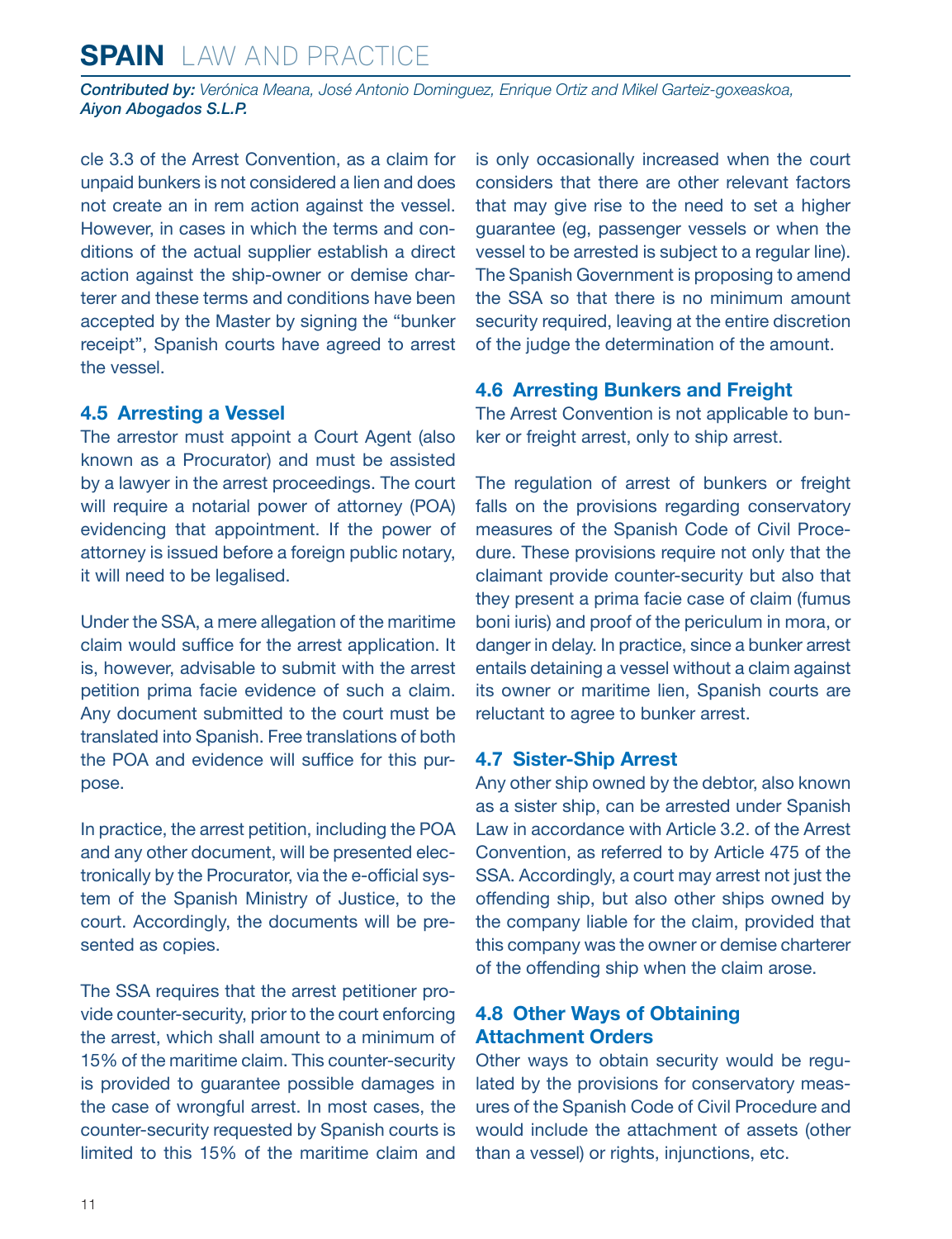cle 3.3 of the Arrest Convention, as a claim for unpaid bunkers is not considered a lien and does not create an in rem action against the vessel. However, in cases in which the terms and conditions of the actual supplier establish a direct action against the ship-owner or demise charterer and these terms and conditions have been accepted by the Master by signing the "bunker receipt", Spanish courts have agreed to arrest the vessel.

### 4.5 Arresting a Vessel

The arrestor must appoint a Court Agent (also known as a Procurator) and must be assisted by a lawyer in the arrest proceedings. The court will require a notarial power of attorney (POA) evidencing that appointment. If the power of attorney is issued before a foreign public notary, it will need to be legalised.

Under the SSA, a mere allegation of the maritime claim would suffice for the arrest application. It is, however, advisable to submit with the arrest petition prima facie evidence of such a claim. Any document submitted to the court must be translated into Spanish. Free translations of both the POA and evidence will suffice for this purpose.

In practice, the arrest petition, including the POA and any other document, will be presented electronically by the Procurator, via the e-official system of the Spanish Ministry of Justice, to the court. Accordingly, the documents will be presented as copies.

The SSA requires that the arrest petitioner provide counter-security, prior to the court enforcing the arrest, which shall amount to a minimum of 15% of the maritime claim. This counter-security is provided to guarantee possible damages in the case of wrongful arrest. In most cases, the counter-security requested by Spanish courts is limited to this 15% of the maritime claim and is only occasionally increased when the court considers that there are other relevant factors that may give rise to the need to set a higher guarantee (eg, passenger vessels or when the vessel to be arrested is subject to a regular line). The Spanish Government is proposing to amend the SSA so that there is no minimum amount security required, leaving at the entire discretion of the judge the determination of the amount.

### 4.6 Arresting Bunkers and Freight

The Arrest Convention is not applicable to bunker or freight arrest, only to ship arrest.

The regulation of arrest of bunkers or freight falls on the provisions regarding conservatory measures of the Spanish Code of Civil Procedure. These provisions require not only that the claimant provide counter-security but also that they present a prima facie case of claim (fumus boni iuris) and proof of the periculum in mora, or danger in delay. In practice, since a bunker arrest entails detaining a vessel without a claim against its owner or maritime lien, Spanish courts are reluctant to agree to bunker arrest.

### 4.7 Sister-Ship Arrest

Any other ship owned by the debtor, also known as a sister ship, can be arrested under Spanish Law in accordance with Article 3.2. of the Arrest Convention, as referred to by Article 475 of the SSA. Accordingly, a court may arrest not just the offending ship, but also other ships owned by the company liable for the claim, provided that this company was the owner or demise charterer of the offending ship when the claim arose.

### 4.8 Other Ways of Obtaining Attachment Orders

Other ways to obtain security would be regulated by the provisions for conservatory measures of the Spanish Code of Civil Procedure and would include the attachment of assets (other than a vessel) or rights, injunctions, etc.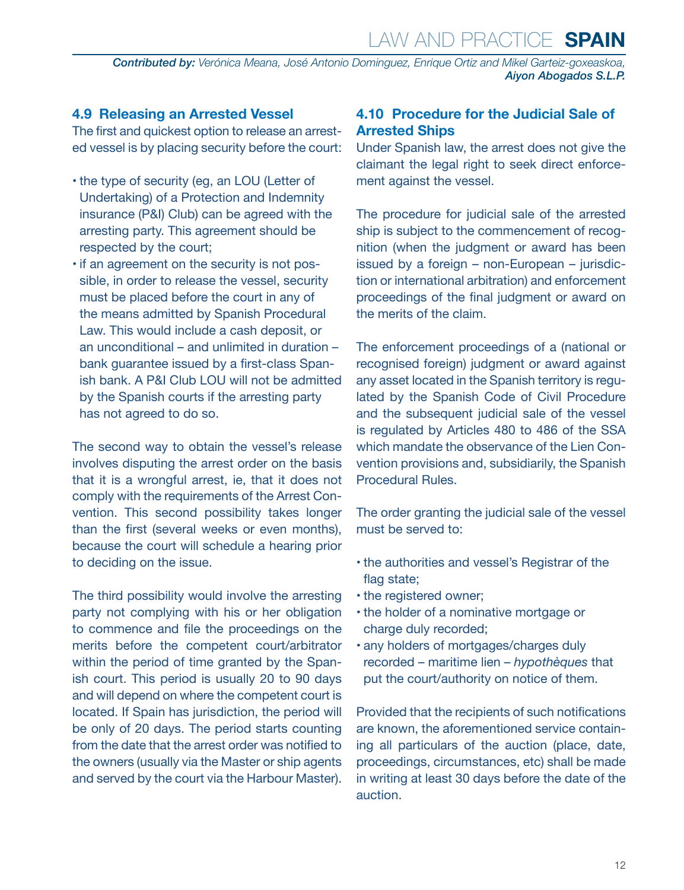### 4.9 Releasing an Arrested Vessel

The first and quickest option to release an arrested vessel is by placing security before the court:

- the type of security (eg, an LOU (Letter of Undertaking) of a Protection and Indemnity insurance (P&I) Club) can be agreed with the arresting party. This agreement should be respected by the court;
- if an agreement on the security is not possible, in order to release the vessel, security must be placed before the court in any of the means admitted by Spanish Procedural Law. This would include a cash deposit, or an unconditional – and unlimited in duration – bank guarantee issued by a first-class Spanish bank. A P&I Club LOU will not be admitted by the Spanish courts if the arresting party has not agreed to do so.

The second way to obtain the vessel's release involves disputing the arrest order on the basis that it is a wrongful arrest, ie, that it does not comply with the requirements of the Arrest Convention. This second possibility takes longer than the first (several weeks or even months), because the court will schedule a hearing prior to deciding on the issue.

The third possibility would involve the arresting party not complying with his or her obligation to commence and file the proceedings on the merits before the competent court/arbitrator within the period of time granted by the Spanish court. This period is usually 20 to 90 days and will depend on where the competent court is located. If Spain has jurisdiction, the period will be only of 20 days. The period starts counting from the date that the arrest order was notified to the owners (usually via the Master or ship agents and served by the court via the Harbour Master).

### 4.10 Procedure for the Judicial Sale of Arrested Ships

Under Spanish law, the arrest does not give the claimant the legal right to seek direct enforcement against the vessel.

The procedure for judicial sale of the arrested ship is subject to the commencement of recognition (when the judgment or award has been issued by a foreign – non-European – jurisdiction or international arbitration) and enforcement proceedings of the final judgment or award on the merits of the claim.

The enforcement proceedings of a (national or recognised foreign) judgment or award against any asset located in the Spanish territory is regulated by the Spanish Code of Civil Procedure and the subsequent judicial sale of the vessel is regulated by Articles 480 to 486 of the SSA which mandate the observance of the Lien Convention provisions and, subsidiarily, the Spanish Procedural Rules.

The order granting the judicial sale of the vessel must be served to:

- the authorities and vessel's Registrar of the flag state;
- the registered owner;
- the holder of a nominative mortgage or charge duly recorded;
- any holders of mortgages/charges duly recorded – maritime lien – *hypothèques* that put the court/authority on notice of them.

Provided that the recipients of such notifications are known, the aforementioned service containing all particulars of the auction (place, date, proceedings, circumstances, etc) shall be made in writing at least 30 days before the date of the auction.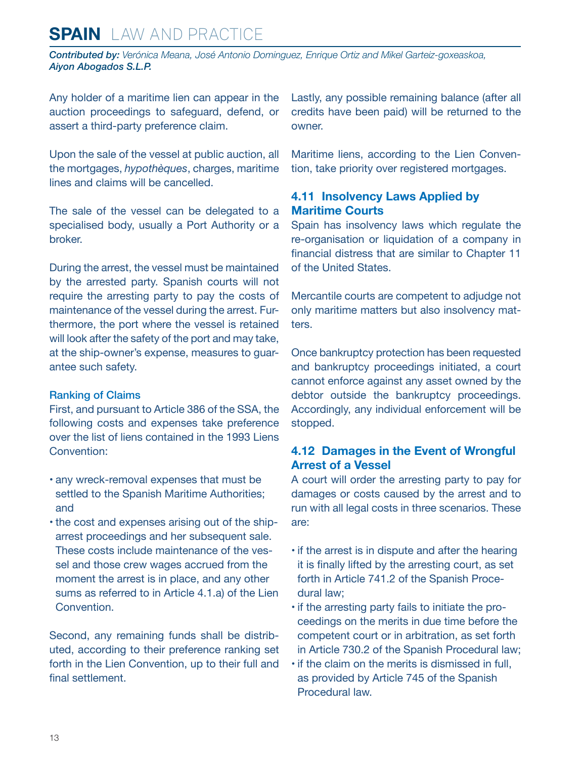Any holder of a maritime lien can appear in the auction proceedings to safeguard, defend, or assert a third-party preference claim.

Upon the sale of the vessel at public auction, all the mortgages, *hypothèques*, charges, maritime lines and claims will be cancelled.

The sale of the vessel can be delegated to a specialised body, usually a Port Authority or a broker.

During the arrest, the vessel must be maintained by the arrested party. Spanish courts will not require the arresting party to pay the costs of maintenance of the vessel during the arrest. Furthermore, the port where the vessel is retained will look after the safety of the port and may take, at the ship-owner's expense, measures to guarantee such safety.

### Ranking of Claims

First, and pursuant to Article 386 of the SSA, the following costs and expenses take preference over the list of liens contained in the 1993 Liens Convention:

- any wreck-removal expenses that must be settled to the Spanish Maritime Authorities; and
- the cost and expenses arising out of the ship-arrest proceedings and her subsequent sale. These costs include maintenance of the vessel and those crew wages accrued from the moment the arrest is in place, and any other sums as referred to in Article 4.1.a) of the Lien Convention.

Second, any remaining funds shall be distributed, according to their preference ranking set forth in the Lien Convention, up to their full and final settlement.

Lastly, any possible remaining balance (after all credits have been paid) will be returned to the owner.

Maritime liens, according to the Lien Convention, take priority over registered mortgages.

## 4.11 Insolvency Laws Applied by Maritime Courts

Spain has insolvency laws which regulate the re-organisation or liquidation of a company in financial distress that are similar to Chapter 11 of the United States.

Mercantile courts are competent to adjudge not only maritime matters but also insolvency matters.

Once bankruptcy protection has been requested and bankruptcy proceedings initiated, a court cannot enforce against any asset owned by the debtor outside the bankruptcy proceedings. Accordingly, any individual enforcement will be stopped.

## 4.12 Damages in the Event of Wrongful Arrest of a Vessel

A court will order the arresting party to pay for damages or costs caused by the arrest and to run with all legal costs in three scenarios. These are:

- if the arrest is in dispute and after the hearing it is finally lifted by the arresting court, as set forth in Article 741.2 of the Spanish Procedural law;
- if the arresting party fails to initiate the proceedings on the merits in due time before the competent court or in arbitration, as set forth in Article 730.2 of the Spanish Procedural law;
- if the claim on the merits is dismissed in full, as provided by Article 745 of the Spanish Procedural law.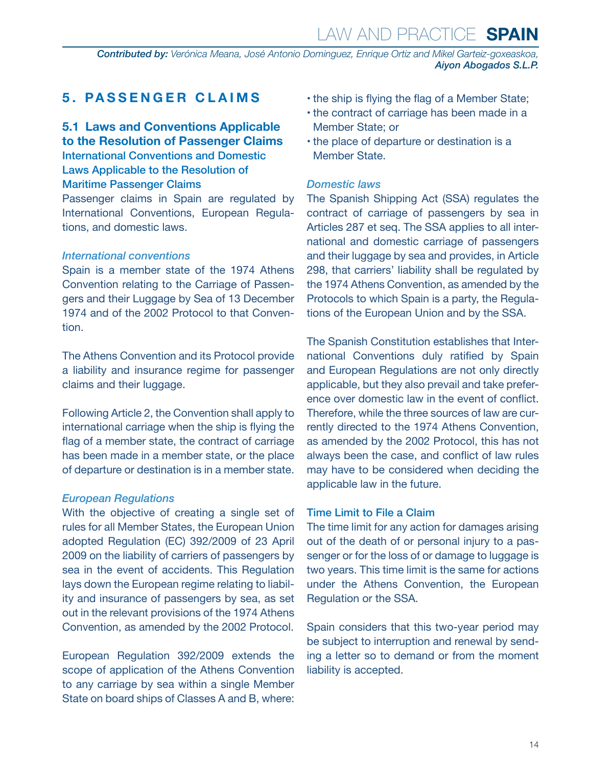## 5. PASSENGER CLAIMS

### 5.1 Laws and Conventions Applicable to the Resolution of Passenger Claims

#### International Conventions and Domestic Laws Applicable to the Resolution of Maritime Passenger Claims

Passenger claims in Spain are regulated by International Conventions, European Regulations, and domestic laws.

*International conventions*

Spain is a member state of the 1974 Athens Convention relating to the Carriage of Passengers and their Luggage by Sea of 13 December 1974 and of the 2002 Protocol to that Convention.

The Athens Convention and its Protocol provide a liability and insurance regime for passenger claims and their luggage.

Following Article 2, the Convention shall apply to international carriage when the ship is flying the flag of a member state, the contract of carriage has been made in a member state, or the place of departure or destination is in a member state.

*European Regulations*

With the objective of creating a single set of rules for all Member States, the European Union adopted Regulation (EC) 392/2009 of 23 April 2009 on the liability of carriers of passengers by sea in the event of accidents. This Regulation lays down the European regime relating to liability and insurance of passengers by sea, as set out in the relevant provisions of the 1974 Athens Convention, as amended by the 2002 Protocol.

European Regulation 392/2009 extends the scope of application of the Athens Convention to any carriage by sea within a single Member State on board ships of Classes A and B, where:

- the ship is flying the flag of a Member State;
- the contract of carriage has been made in a Member State; or
- the place of departure or destination is a Member State.

*Domestic laws*

The Spanish Shipping Act (SSA) regulates the contract of carriage of passengers by sea in Articles 287 et seq. The SSA applies to all international and domestic carriage of passengers and their luggage by sea and provides, in Article 298, that carriers' liability shall be regulated by the 1974 Athens Convention, as amended by the Protocols to which Spain is a party, the Regulations of the European Union and by the SSA.

The Spanish Constitution establishes that International Conventions duly ratified by Spain and European Regulations are not only directly applicable, but they also prevail and take preference over domestic law in the event of conflict. Therefore, while the three sources of law are currently directed to the 1974 Athens Convention, as amended by the 2002 Protocol, this has not always been the case, and conflict of law rules may have to be considered when deciding the applicable law in the future.

#### Time Limit to File a Claim

The time limit for any action for damages arising out of the death of or personal injury to a passenger or for the loss of or damage to luggage is two years. This time limit is the same for actions under the Athens Convention, the European Regulation or the SSA.

Spain considers that this two-year period may be subject to interruption and renewal by sending a letter so to demand or from the moment liability is accepted.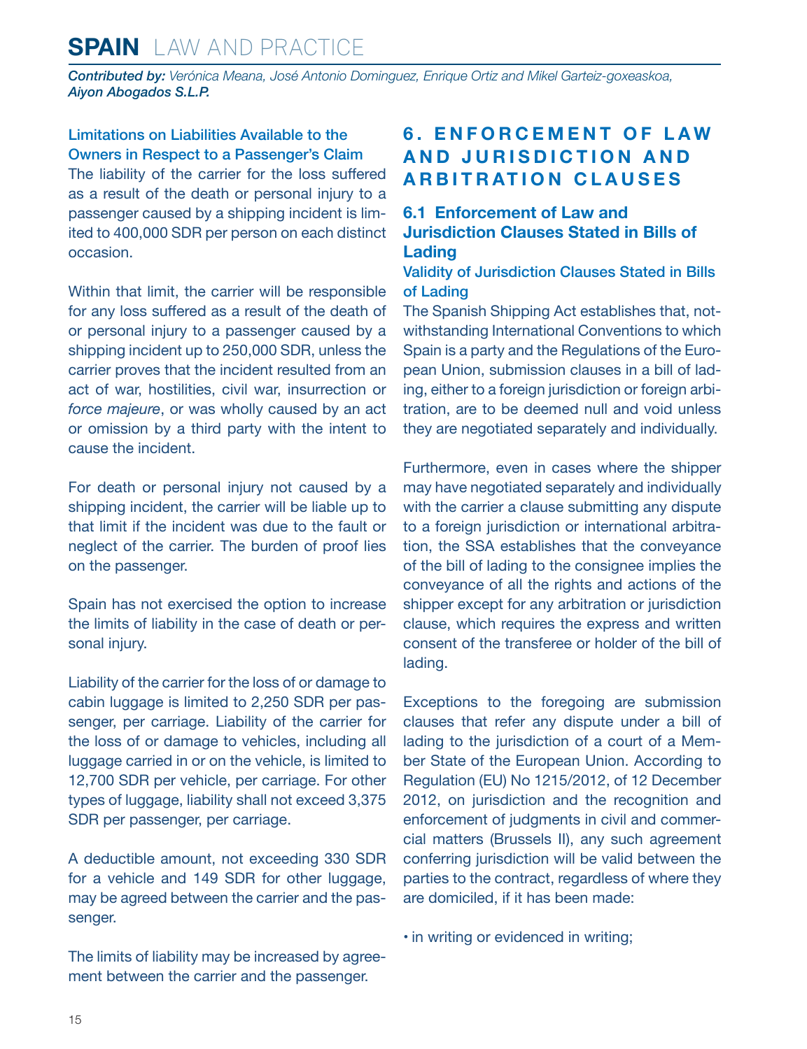### Limitations on Liabilities Available to the Owners in Respect to a Passenger's Claim

The liability of the carrier for the loss suffered as a result of the death or personal injury to a passenger caused by a shipping incident is limited to 400,000 SDR per person on each distinct occasion.

Within that limit, the carrier will be responsible for any loss suffered as a result of the death of or personal injury to a passenger caused by a shipping incident up to 250,000 SDR, unless the carrier proves that the incident resulted from an act of war, hostilities, civil war, insurrection or *force majeure*, or was wholly caused by an act or omission by a third party with the intent to cause the incident.

For death or personal injury not caused by a shipping incident, the carrier will be liable up to that limit if the incident was due to the fault or neglect of the carrier. The burden of proof lies on the passenger.

Spain has not exercised the option to increase the limits of liability in the case of death or personal injury.

Liability of the carrier for the loss of or damage to cabin luggage is limited to 2,250 SDR per passenger, per carriage. Liability of the carrier for the loss of or damage to vehicles, including all luggage carried in or on the vehicle, is limited to 12,700 SDR per vehicle, per carriage. For other types of luggage, liability shall not exceed 3,375 SDR per passenger, per carriage.

A deductible amount, not exceeding 330 SDR for a vehicle and 149 SDR for other luggage, may be agreed between the carrier and the passenger.

The limits of liability may be increased by agreement between the carrier and the passenger.

# 6. ENFORCEMENT OF LAW AND JURISDICTION AND ARBITRATION CLAUSES

## 6.1 Enforcement of Law and Jurisdiction Clauses Stated in Bills of Lading

### Validity of Jurisdiction Clauses Stated in Bills of Lading

The Spanish Shipping Act establishes that, notwithstanding International Conventions to which Spain is a party and the Regulations of the European Union, submission clauses in a bill of lading, either to a foreign jurisdiction or foreign arbitration, are to be deemed null and void unless they are negotiated separately and individually.

Furthermore, even in cases where the shipper may have negotiated separately and individually with the carrier a clause submitting any dispute to a foreign jurisdiction or international arbitration, the SSA establishes that the conveyance of the bill of lading to the consignee implies the conveyance of all the rights and actions of the shipper except for any arbitration or jurisdiction clause, which requires the express and written consent of the transferee or holder of the bill of lading.

Exceptions to the foregoing are submission clauses that refer any dispute under a bill of lading to the jurisdiction of a court of a Member State of the European Union. According to Regulation (EU) No 1215/2012, of 12 December 2012, on jurisdiction and the recognition and enforcement of judgments in civil and commercial matters (Brussels II), any such agreement conferring jurisdiction will be valid between the parties to the contract, regardless of where they are domiciled, if it has been made:

- in writing or evidenced in writing;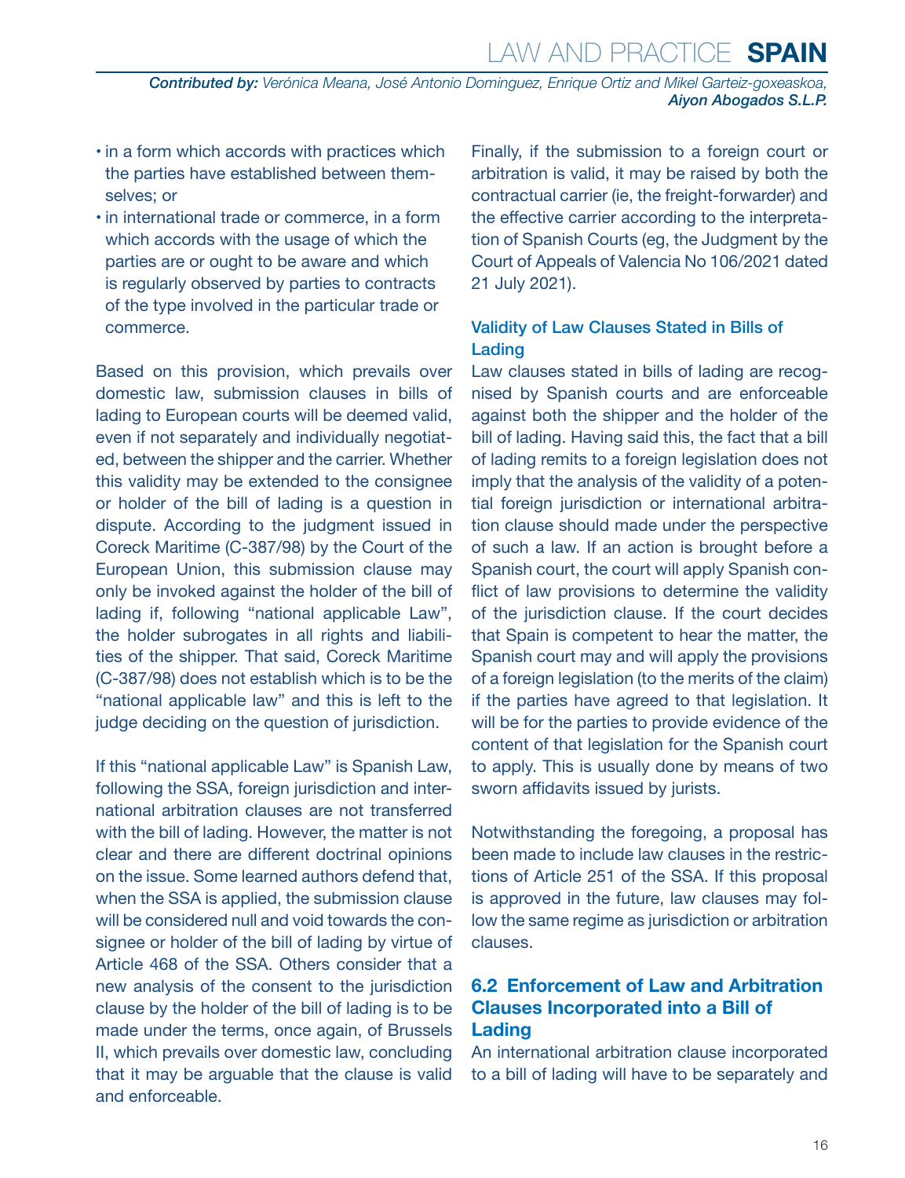- in a form which accords with practices which the parties have established between themselves; or
- in international trade or commerce, in a form which accords with the usage of which the parties are or ought to be aware and which is regularly observed by parties to contracts of the type involved in the particular trade or commerce.

Based on this provision, which prevails over domestic law, submission clauses in bills of lading to European courts will be deemed valid, even if not separately and individually negotiated, between the shipper and the carrier. Whether this validity may be extended to the consignee or holder of the bill of lading is a question in dispute. According to the judgment issued in Coreck Maritime (C-387/98) by the Court of the European Union, this submission clause may only be invoked against the holder of the bill of lading if, following "national applicable Law", the holder subrogates in all rights and liabilities of the shipper. That said, Coreck Maritime (C-387/98) does not establish which is to be the "national applicable law" and this is left to the judge deciding on the question of jurisdiction.

If this "national applicable Law" is Spanish Law, following the SSA, foreign jurisdiction and international arbitration clauses are not transferred with the bill of lading. However, the matter is not clear and there are different doctrinal opinions on the issue. Some learned authors defend that, when the SSA is applied, the submission clause will be considered null and void towards the consignee or holder of the bill of lading by virtue of Article 468 of the SSA. Others consider that a new analysis of the consent to the jurisdiction clause by the holder of the bill of lading is to be made under the terms, once again, of Brussels II, which prevails over domestic law, concluding that it may be arguable that the clause is valid and enforceable.

Finally, if the submission to a foreign court or arbitration is valid, it may be raised by both the contractual carrier (ie, the freight-forwarder) and the effective carrier according to the interpretation of Spanish Courts (eg, the Judgment by the Court of Appeals of Valencia No 106/2021 dated 21 July 2021).

### Validity of Law Clauses Stated in Bills of Lading

Law clauses stated in bills of lading are recognised by Spanish courts and are enforceable against both the shipper and the holder of the bill of lading. Having said this, the fact that a bill of lading remits to a foreign legislation does not imply that the analysis of the validity of a potential foreign jurisdiction or international arbitration clause should made under the perspective of such a law. If an action is brought before a Spanish court, the court will apply Spanish conflict of law provisions to determine the validity of the jurisdiction clause. If the court decides that Spain is competent to hear the matter, the Spanish court may and will apply the provisions of a foreign legislation (to the merits of the claim) if the parties have agreed to that legislation. It will be for the parties to provide evidence of the content of that legislation for the Spanish court to apply. This is usually done by means of two sworn affidavits issued by jurists.

Notwithstanding the foregoing, a proposal has been made to include law clauses in the restrictions of Article 251 of the SSA. If this proposal is approved in the future, law clauses may follow the same regime as jurisdiction or arbitration clauses.

## 6.2 Enforcement of Law and Arbitration Clauses Incorporated into a Bill of Lading

An international arbitration clause incorporated to a bill of lading will have to be separately and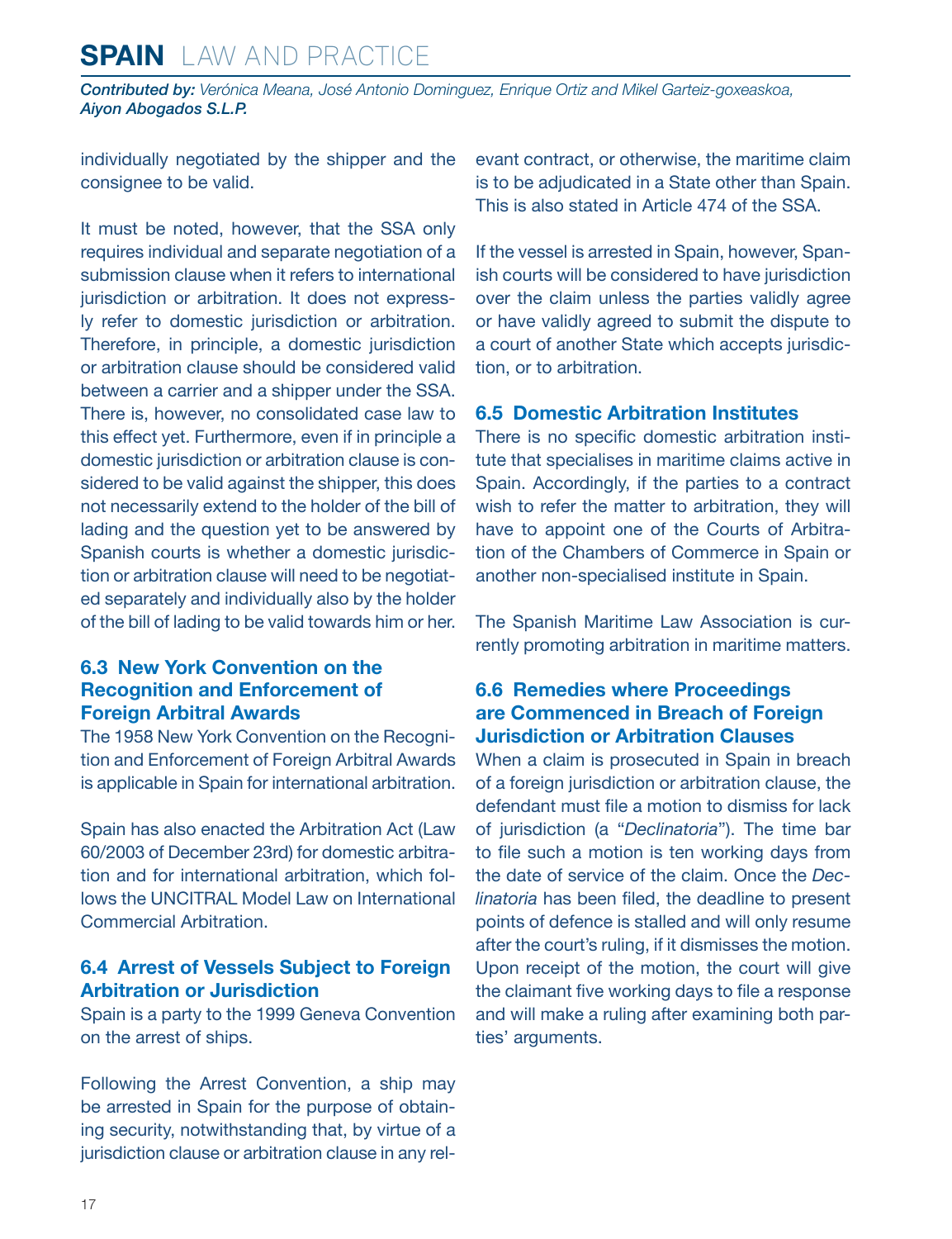individually negotiated by the shipper and the consignee to be valid.

It must be noted, however, that the SSA only requires individual and separate negotiation of a submission clause when it refers to international jurisdiction or arbitration. It does not expressly refer to domestic jurisdiction or arbitration. Therefore, in principle, a domestic jurisdiction or arbitration clause should be considered valid between a carrier and a shipper under the SSA. There is, however, no consolidated case law to this effect yet. Furthermore, even if in principle a domestic jurisdiction or arbitration clause is considered to be valid against the shipper, this does not necessarily extend to the holder of the bill of lading and the question yet to be answered by Spanish courts is whether a domestic jurisdiction or arbitration clause will need to be negotiated separately and individually also by the holder of the bill of lading to be valid towards him or her.

## 6.3 New York Convention on the Recognition and Enforcement of Foreign Arbitral Awards

The 1958 New York Convention on the Recognition and Enforcement of Foreign Arbitral Awards is applicable in Spain for international arbitration.

Spain has also enacted the Arbitration Act (Law 60/2003 of December 23rd) for domestic arbitration and for international arbitration, which follows the UNCITRAL Model Law on International Commercial Arbitration.

## 6.4 Arrest of Vessels Subject to Foreign Arbitration or Jurisdiction

Spain is a party to the 1999 Geneva Convention on the arrest of ships.

Following the Arrest Convention, a ship may be arrested in Spain for the purpose of obtaining security, notwithstanding that, by virtue of a jurisdiction clause or arbitration clause in any relevant contract, or otherwise, the maritime claim is to be adjudicated in a State other than Spain. This is also stated in Article 474 of the SSA.

If the vessel is arrested in Spain, however, Spanish courts will be considered to have jurisdiction over the claim unless the parties validly agree or have validly agreed to submit the dispute to a court of another State which accepts jurisdiction, or to arbitration.

## 6.5 Domestic Arbitration Institutes

There is no specific domestic arbitration institute that specialises in maritime claims active in Spain. Accordingly, if the parties to a contract wish to refer the matter to arbitration, they will have to appoint one of the Courts of Arbitration of the Chambers of Commerce in Spain or another non-specialised institute in Spain.

The Spanish Maritime Law Association is currently promoting arbitration in maritime matters.

## 6.6 Remedies where Proceedings are Commenced in Breach of Foreign Jurisdiction or Arbitration Clauses

When a claim is prosecuted in Spain in breach of a foreign jurisdiction or arbitration clause, the defendant must file a motion to dismiss for lack of jurisdiction (a "*Declinatoria*"). The time bar to file such a motion is ten working days from the date of service of the claim. Once the *Declinatoria* has been filed, the deadline to present points of defence is stalled and will only resume after the court's ruling, if it dismisses the motion. Upon receipt of the motion, the court will give the claimant five working days to file a response and will make a ruling after examining both parties' arguments.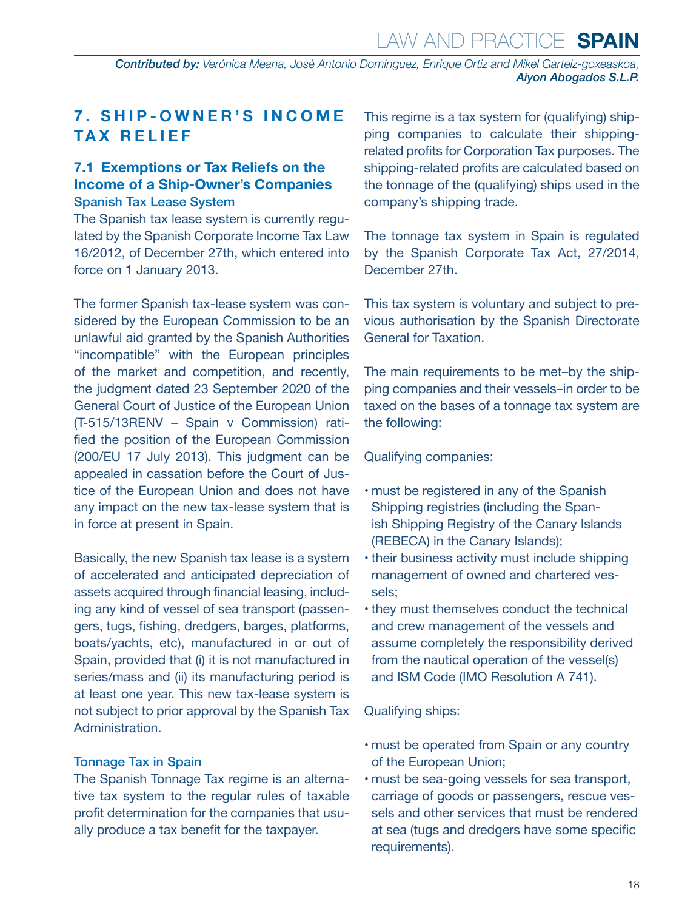## 7. SHIP-OWNER'S INCOME TAX RELIEF

### 7.1 Exemptions or Tax Reliefs on the Income of a Ship-Owner's Companies

#### Spanish Tax Lease System

The Spanish tax lease system is currently regulated by the Spanish Corporate Income Tax Law 16/2012, of December 27th, which entered into force on 1 January 2013.

The former Spanish tax-lease system was considered by the European Commission to be an unlawful aid granted by the Spanish Authorities "incompatible" with the European principles of the market and competition, and recently, the judgment dated 23 September 2020 of the General Court of Justice of the European Union (T-515/13RENV – Spain v Commission) ratified the position of the European Commission (200/EU 17 July 2013). This judgment can be appealed in cassation before the Court of Justice of the European Union and does not have any impact on the new tax-lease system that is in force at present in Spain.

Basically, the new Spanish tax lease is a system of accelerated and anticipated depreciation of assets acquired through financial leasing, including any kind of vessel of sea transport (passengers, tugs, fishing, dredgers, barges, platforms, boats/yachts, etc), manufactured in or out of Spain, provided that (i) it is not manufactured in series/mass and (ii) its manufacturing period is at least one year. This new tax-lease system is not subject to prior approval by the Spanish Tax Administration.

#### Tonnage Tax in Spain

The Spanish Tonnage Tax regime is an alternative tax system to the regular rules of taxable profit determination for the companies that usually produce a tax benefit for the taxpayer.

This regime is a tax system for (qualifying) shipping companies to calculate their shipping-related profits for Corporation Tax purposes. The shipping-related profits are calculated based on the tonnage of the (qualifying) ships used in the company's shipping trade.

The tonnage tax system in Spain is regulated by the Spanish Corporate Tax Act, 27/2014, December 27th.

This tax system is voluntary and subject to previous authorisation by the Spanish Directorate General for Taxation.

The main requirements to be met–by the shipping companies and their vessels–in order to be taxed on the bases of a tonnage tax system are the following:

Qualifying companies:

- must be registered in any of the Spanish Shipping registries (including the Spanish Shipping Registry of the Canary Islands (REBECA) in the Canary Islands);
- their business activity must include shipping management of owned and chartered vessels;
- they must themselves conduct the technical and crew management of the vessels and assume completely the responsibility derived from the nautical operation of the vessel(s) and ISM Code (IMO Resolution A 741).

Qualifying ships:

- must be operated from Spain or any country of the European Union;
- must be sea-going vessels for sea transport, carriage of goods or passengers, rescue vessels and other services that must be rendered at sea (tugs and dredgers have some specific requirements).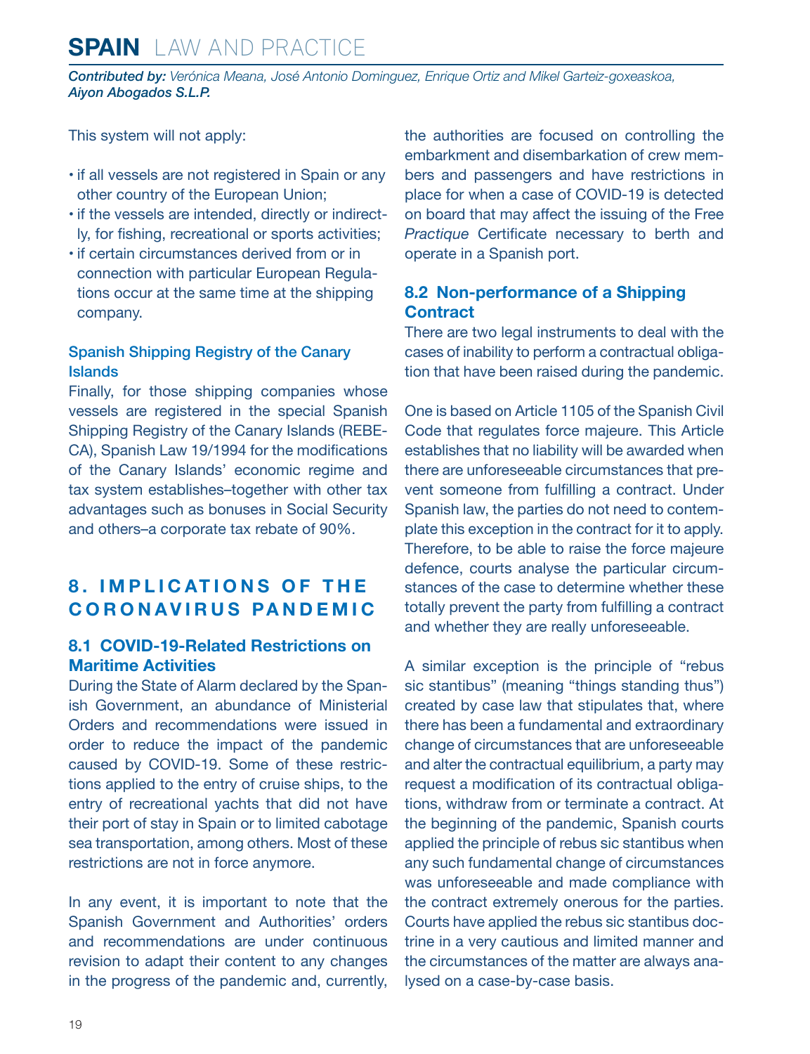This system will not apply:

- if all vessels are not registered in Spain or any other country of the European Union;
- if the vessels are intended, directly or indirectly, for fishing, recreational or sports activities;
- if certain circumstances derived from or in connection with particular European Regulations occur at the same time at the shipping company.

### Spanish Shipping Registry of the Canary Islands

Finally, for those shipping companies whose vessels are registered in the special Spanish Shipping Registry of the Canary Islands (REBECA), Spanish Law 19/1994 for the modifications of the Canary Islands' economic regime and tax system establishes–together with other tax advantages such as bonuses in Social Security and others–a corporate tax rebate of 90%.

## 8. IMPLICATIONS OF THE CORONAVIRUS PANDEMIC

### 8.1 COVID-19-Related Restrictions on Maritime Activities

During the State of Alarm declared by the Spanish Government, an abundance of Ministerial Orders and recommendations were issued in order to reduce the impact of the pandemic caused by COVID-19. Some of these restrictions applied to the entry of cruise ships, to the entry of recreational yachts that did not have their port of stay in Spain or to limited cabotage sea transportation, among others. Most of these restrictions are not in force anymore.

In any event, it is important to note that the Spanish Government and Authorities' orders and recommendations are under continuous revision to adapt their content to any changes in the progress of the pandemic and, currently, the authorities are focused on controlling the embarkment and disembarkation of crew members and passengers and have restrictions in place for when a case of COVID-19 is detected on board that may affect the issuing of the Free *Practique* Certificate necessary to berth and operate in a Spanish port.

### 8.2 Non-performance of a Shipping Contract

There are two legal instruments to deal with the cases of inability to perform a contractual obligation that have been raised during the pandemic.

One is based on Article 1105 of the Spanish Civil Code that regulates force majeure. This Article establishes that no liability will be awarded when there are unforeseeable circumstances that prevent someone from fulfilling a contract. Under Spanish law, the parties do not need to contemplate this exception in the contract for it to apply. Therefore, to be able to raise the force majeure defence, courts analyse the particular circumstances of the case to determine whether these totally prevent the party from fulfilling a contract and whether they are really unforeseeable.

A similar exception is the principle of "rebus sic stantibus" (meaning "things standing thus") created by case law that stipulates that, where there has been a fundamental and extraordinary change of circumstances that are unforeseeable and alter the contractual equilibrium, a party may request a modification of its contractual obligations, withdraw from or terminate a contract. At the beginning of the pandemic, Spanish courts applied the principle of rebus sic stantibus when any such fundamental change of circumstances was unforeseeable and made compliance with the contract extremely onerous for the parties. Courts have applied the rebus sic stantibus doctrine in a very cautious and limited manner and the circumstances of the matter are always analysed on a case-by-case basis.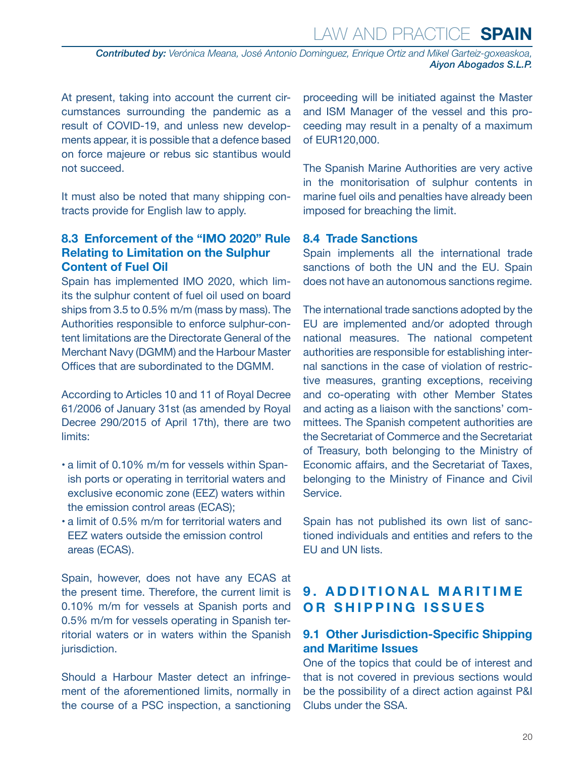At present, taking into account the current circumstances surrounding the pandemic as a result of COVID-19, and unless new developments appear, it is possible that a defence based on force majeure or rebus sic stantibus would not succeed.

It must also be noted that many shipping contracts provide for English law to apply.

### 8.3 Enforcement of the "IMO 2020" Rule Relating to Limitation on the Sulphur Content of Fuel Oil

Spain has implemented IMO 2020, which limits the sulphur content of fuel oil used on board ships from 3.5 to 0.5% m/m (mass by mass). The Authorities responsible to enforce sulphur-content limitations are the Directorate General of the Merchant Navy (DGMM) and the Harbour Master Offices that are subordinated to the DGMM.

According to Articles 10 and 11 of Royal Decree 61/2006 of January 31st (as amended by Royal Decree 290/2015 of April 17th), there are two limits:

- a limit of 0.10% m/m for vessels within Spanish ports or operating in territorial waters and exclusive economic zone (EEZ) waters within the emission control areas (ECAS);
- a limit of 0.5% m/m for territorial waters and EEZ waters outside the emission control areas (ECAS).

Spain, however, does not have any ECAS at the present time. Therefore, the current limit is 0.10% m/m for vessels at Spanish ports and 0.5% m/m for vessels operating in Spanish territorial waters or in waters within the Spanish jurisdiction.

Should a Harbour Master detect an infringement of the aforementioned limits, normally in the course of a PSC inspection, a sanctioning proceeding will be initiated against the Master and ISM Manager of the vessel and this proceeding may result in a penalty of a maximum of EUR120,000.

The Spanish Marine Authorities are very active in the monitorisation of sulphur contents in marine fuel oils and penalties have already been imposed for breaching the limit.

### 8.4 Trade Sanctions

Spain implements all the international trade sanctions of both the UN and the EU. Spain does not have an autonomous sanctions regime.

The international trade sanctions adopted by the EU are implemented and/or adopted through national measures. The national competent authorities are responsible for establishing internal sanctions in the case of violation of restrictive measures, granting exceptions, receiving and co-operating with other Member States and acting as a liaison with the sanctions' committees. The Spanish competent authorities are the Secretariat of Commerce and the Secretariat of Treasury, both belonging to the Ministry of Economic affairs, and the Secretariat of Taxes, belonging to the Ministry of Finance and Civil Service.

Spain has not published its own list of sanctioned individuals and entities and refers to the EU and UN lists.

## 9. ADDITIONAL MARITIME OR SHIPPING ISSUES

### 9.1 Other Jurisdiction-Specific Shipping and Maritime Issues

One of the topics that could be of interest and that is not covered in previous sections would be the possibility of a direct action against P&I Clubs under the SSA.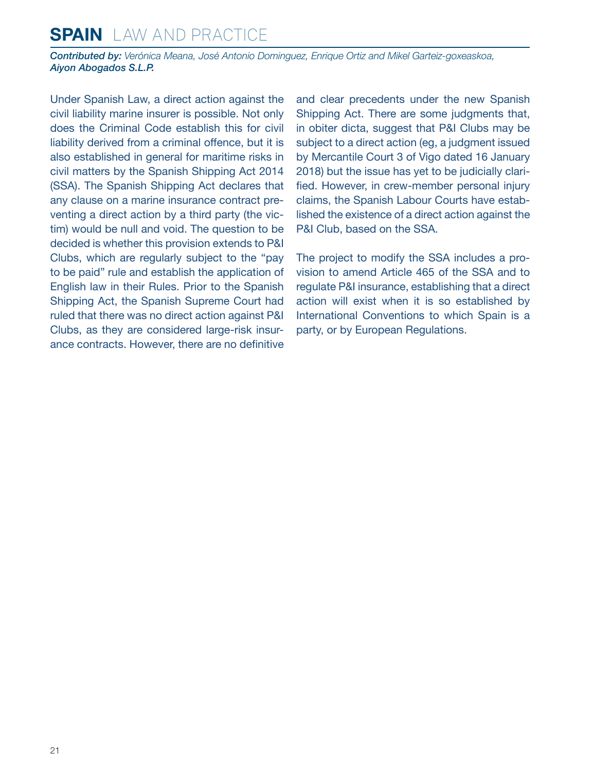Under Spanish Law, a direct action against the civil liability marine insurer is possible. Not only does the Criminal Code establish this for civil liability derived from a criminal offence, but it is also established in general for maritime risks in civil matters by the Spanish Shipping Act 2014 (SSA). The Spanish Shipping Act declares that any clause on a marine insurance contract preventing a direct action by a third party (the victim) would be null and void. The question to be decided is whether this provision extends to P&I Clubs, which are regularly subject to the "pay to be paid" rule and establish the application of English law in their Rules. Prior to the Spanish Shipping Act, the Spanish Supreme Court had ruled that there was no direct action against P&I Clubs, as they are considered large-risk insurance contracts. However, there are no definitive and clear precedents under the new Spanish Shipping Act. There are some judgments that, in obiter dicta, suggest that P&I Clubs may be subject to a direct action (eg, a judgment issued by Mercantile Court 3 of Vigo dated 16 January 2018) but the issue has yet to be judicially clarified. However, in crew-member personal injury claims, the Spanish Labour Courts have established the existence of a direct action against the P&I Club, based on the SSA.

The project to modify the SSA includes a provision to amend Article 465 of the SSA and to regulate P&I insurance, establishing that a direct action will exist when it is so established by International Conventions to which Spain is a party, or by European Regulations.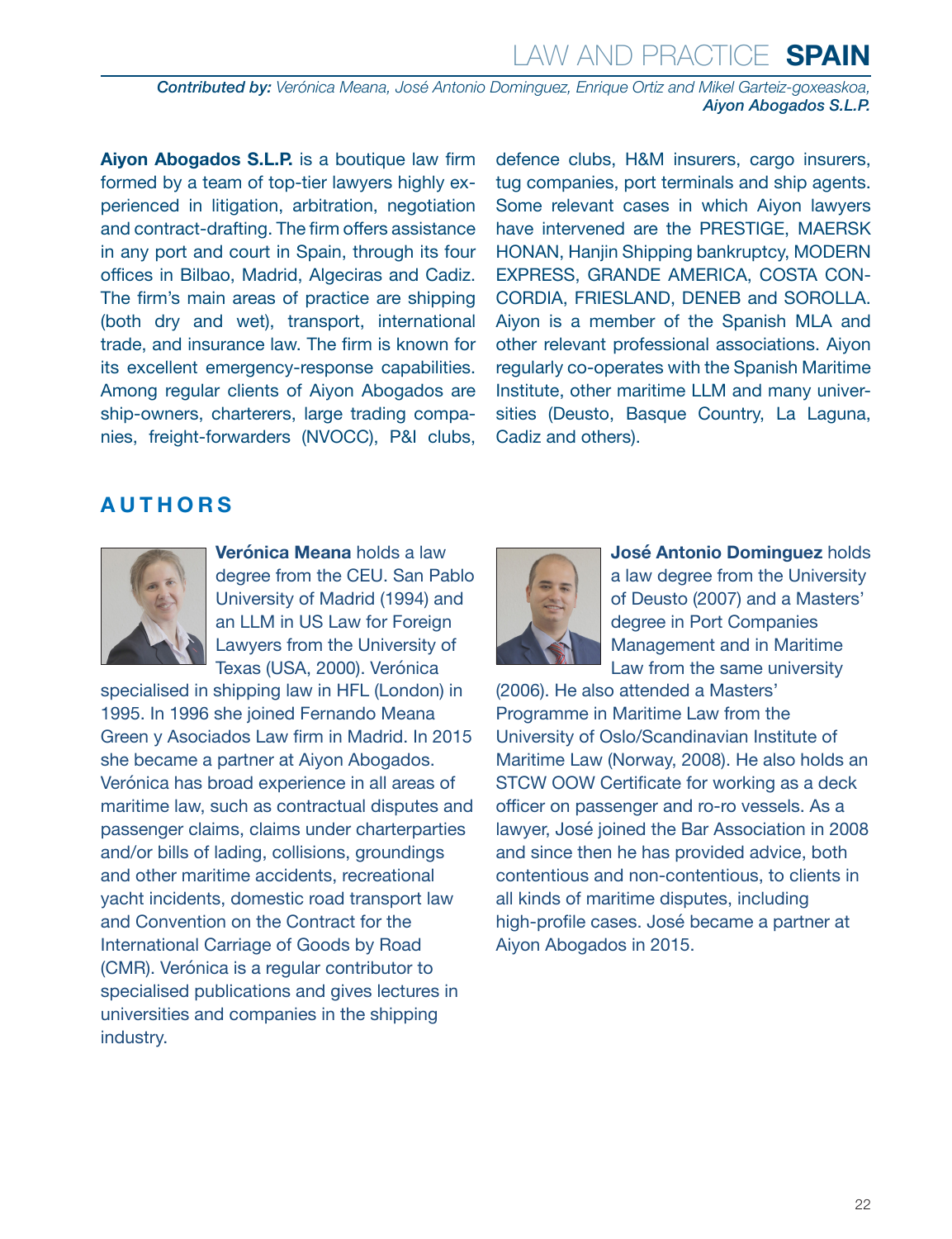**Contributed by:** *Verónica Meana, José Antonio Dominguez, Enrique Ortiz and Mikel Garteiz-goxeaskoa,* ***Aiyon Abogados S.L.P.***

**Aiyon Abogados S.L.P.** is a boutique law firm formed by a team of top-tier lawyers highly experienced in litigation, arbitration, negotiation and contract-drafting. The firm offers assistance in any port and court in Spain, through its four offices in Bilbao, Madrid, Algeciras and Cadiz. The firm's main areas of practice are shipping (both dry and wet), transport, international trade, and insurance law. The firm is known for its excellent emergency-response capabilities. Among regular clients of Aiyon Abogados are ship-owners, charterers, large trading companies, freight-forwarders (NVOCC), P&I clubs, defence clubs, H&M insurers, cargo insurers, tug companies, port terminals and ship agents. Some relevant cases in which Aiyon lawyers have intervened are the PRESTIGE, MAERSK HONAN, Hanjin Shipping bankruptcy, MODERN EXPRESS, GRANDE AMERICA, COSTA CONCORDIA, FRIESLAND, DENEB and SOROLLA. Aiyon is a member of the Spanish MLA and other relevant professional associations. Aiyon regularly co-operates with the Spanish Maritime Institute, other maritime LLM and many universities (Deusto, Basque Country, La Laguna, Cadiz and others).

## AUTHORS

**Verónica Meana** holds a law degree from the CEU. San Pablo University of Madrid (1994) and an LLM in US Law for Foreign Lawyers from the University of Texas (USA, 2000). Verónica specialised in shipping law in HFL (London) in 1995. In 1996 she joined Fernando Meana Green y Asociados Law firm in Madrid. In 2015 she became a partner at Aiyon Abogados. Verónica has broad experience in all areas of maritime law, such as contractual disputes and passenger claims, claims under charterparties and/or bills of lading, collisions, groundings and other maritime accidents, recreational yacht incidents, domestic road transport law and Convention on the Contract for the International Carriage of Goods by Road (CMR). Verónica is a regular contributor to specialised publications and gives lectures in universities and companies in the shipping industry.

**José Antonio Dominguez** holds a law degree from the University of Deusto (2007) and a Masters' degree in Port Companies Management and in Maritime Law from the same university (2006). He also attended a Masters' Programme in Maritime Law from the University of Oslo/Scandinavian Institute of Maritime Law (Norway, 2008). He also holds an STCW OOW Certificate for working as a deck officer on passenger and ro-ro vessels. As a lawyer, José joined the Bar Association in 2008 and since then he has provided advice, both contentious and non-contentious, to clients in all kinds of maritime disputes, including high-profile cases. José became a partner at Aiyon Abogados in 2015.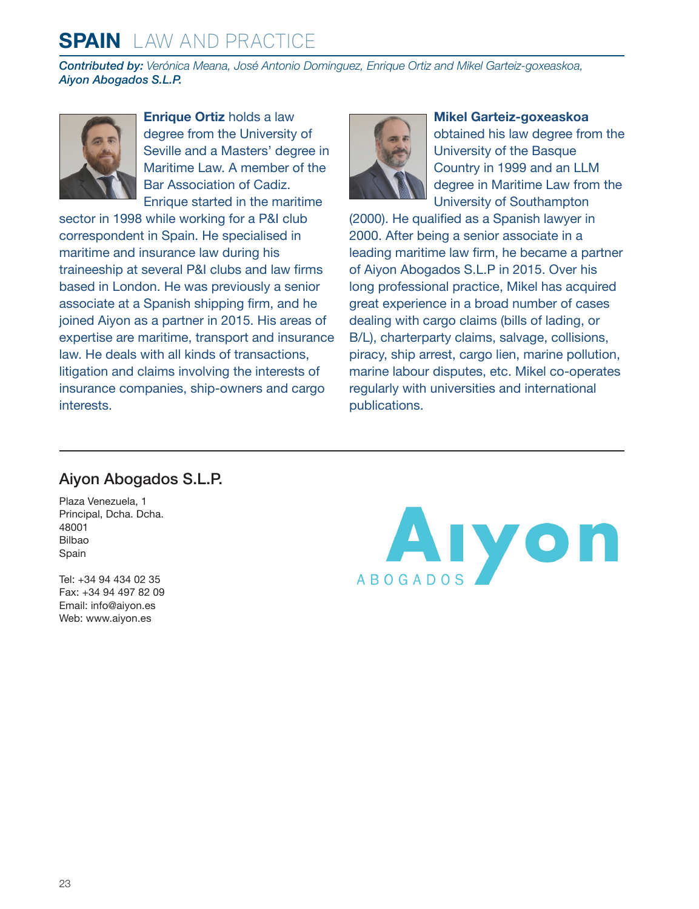*Contributed by: Verónica Meana, José Antonio Dominguez, Enrique Ortiz and Mikel Garteiz-goxeaskoa, Aiyon Abogados S.L.P.*

**Enrique Ortiz** holds a law degree from the University of Seville and a Masters' degree in Maritime Law. A member of the Bar Association of Cadiz. Enrique started in the maritime sector in 1998 while working for a P&I club correspondent in Spain. He specialised in maritime and insurance law during his traineeship at several P&I clubs and law firms based in London. He was previously a senior associate at a Spanish shipping firm, and he joined Aiyon as a partner in 2015. His areas of expertise are maritime, transport and insurance law. He deals with all kinds of transactions, litigation and claims involving the interests of insurance companies, ship-owners and cargo interests.

**Mikel Garteiz-goxeaskoa** obtained his law degree from the University of the Basque Country in 1999 and an LLM degree in Maritime Law from the University of Southampton (2000). He qualified as a Spanish lawyer in 2000. After being a senior associate in a leading maritime law firm, he became a partner of Aiyon Abogados S.L.P in 2015. Over his long professional practice, Mikel has acquired great experience in a broad number of cases dealing with cargo claims (bills of lading, or B/L), charterparty claims, salvage, collisions, piracy, ship arrest, cargo lien, marine pollution, marine labour disputes, etc. Mikel co-operates regularly with universities and international publications.

## Aiyon Abogados S.L.P.

Plaza Venezuela, 1
Principal, Dcha. Dcha.
48001
Bilbao
Spain

Tel: +34 94 434 02 35
Fax: +34 94 497 82 09
Email: info@aiyon.es
Web: www.aiyon.es

Aiyon
ABOGADOS